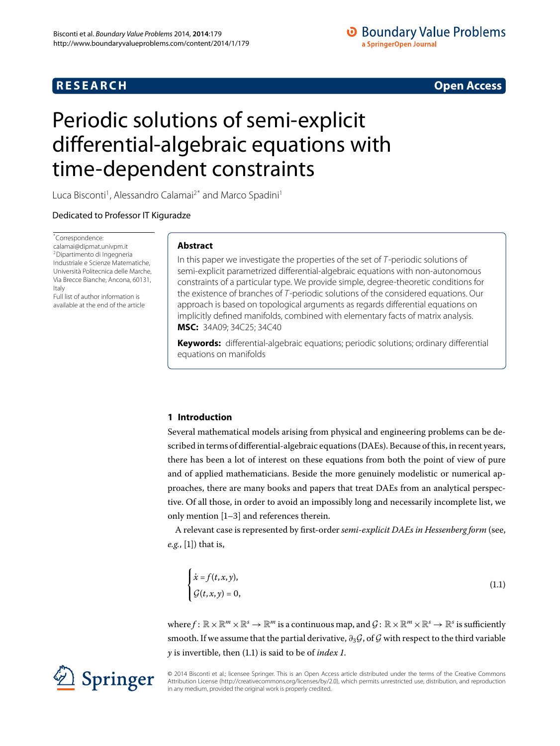**RESEARCH** **Open Access**

# Periodic solutions of semi-explicit differential-algebraic equations with time-dependent constraints

Luca Bisconti[1], Alessandro Calamai[2*] and Marco Spadini[1]

Dedicated to Professor IT Kiguradze

*Correspondence: calamai@dipmat.univpm.it
[2]Dipartimento di Ingegneria Industriale e Scienze Matematiche, Università Politecnica delle Marche, Via Brecce Bianche, Ancona, 60131, Italy
Full list of author information is available at the end of the article

## Abstract

In this paper we investigate the properties of the set of $T$-periodic solutions of semi-explicit parametrized differential-algebraic equations with non-autonomous constraints of a particular type. We provide simple, degree-theoretic conditions for the existence of branches of $T$-periodic solutions of the considered equations. Our approach is based on topological arguments as regards differential equations on implicitly defined manifolds, combined with elementary facts of matrix analysis.

**MSC:** 34A09; 34C25; 34C40

**Keywords:** differential-algebraic equations; periodic solutions; ordinary differential equations on manifolds

## 1 Introduction

Several mathematical models arising from physical and engineering problems can be described in terms of differential-algebraic equations (DAEs). Because of this, in recent years, there has been a lot of interest on these equations from both the point of view of pure and of applied mathematicians. Beside the more genuinely modelistic or numerical approaches, there are many books and papers that treat DAEs from an analytical perspective. Of all those, in order to avoid an impossibly long and necessarily incomplete list, we only mention [1–3] and references therein.

A relevant case is represented by first-order *semi-explicit DAEs in Hessenberg form* (see, *e.g.*, [1]) that is,

$$\begin{cases} \dot{x} = f(t,x,y), \\ \mathcal{G}(t,x,y) = 0, \end{cases} \tag{1.1}$$

where $f: \mathbb{R} \times \mathbb{R}^m \times \mathbb{R}^s \to \mathbb{R}^m$ is a continuous map, and $\mathcal{G}: \mathbb{R} \times \mathbb{R}^m \times \mathbb{R}^s \to \mathbb{R}^s$ is sufficiently smooth. If we assume that the partial derivative, $\partial_3\mathcal{G}$, of $\mathcal{G}$ with respect to the third variable $y$ is invertible, then (1.1) is said to be of *index 1*.

© 2014 Bisconti et al.; licensee Springer. This is an Open Access article distributed under the terms of the Creative Commons Attribution License (http://creativecommons.org/licenses/by/2.0), which permits unrestricted use, distribution, and reproduction in any medium, provided the original work is properly credited.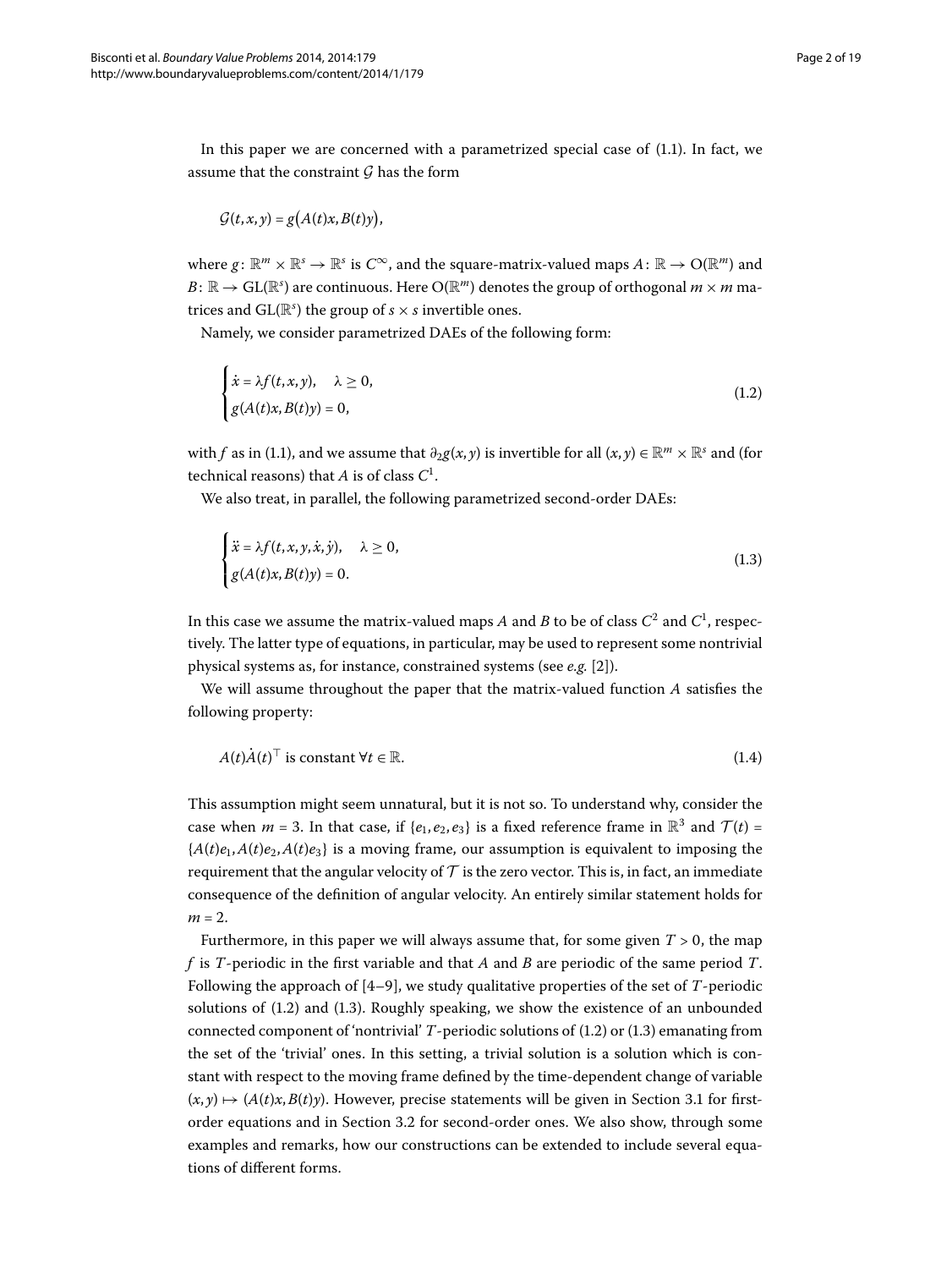In this paper we are concerned with a parametrized special case of (1.1). In fact, we assume that the constraint $\mathcal{G}$ has the form

$$\mathcal{G}(t,x,y) = g\big(A(t)x, B(t)y\big),$$

where $g\colon \mathbb{R}^m \times \mathbb{R}^s \to \mathbb{R}^s$ is $C^\infty$, and the square-matrix-valued maps $A\colon \mathbb{R} \to \mathrm{O}(\mathbb{R}^m)$ and $B\colon \mathbb{R} \to \mathrm{GL}(\mathbb{R}^s)$ are continuous. Here $\mathrm{O}(\mathbb{R}^m)$ denotes the group of orthogonal $m \times m$ matrices and $\mathrm{GL}(\mathbb{R}^s)$ the group of $s \times s$ invertible ones.

Namely, we consider parametrized DAEs of the following form:

$$\begin{cases} \dot{x} = \lambda f(t,x,y), & \lambda \geq 0, \\ g(A(t)x, B(t)y) = 0, \end{cases} \tag{1.2}$$

with $f$ as in (1.1), and we assume that $\partial_2 g(x,y)$ is invertible for all $(x,y) \in \mathbb{R}^m \times \mathbb{R}^s$ and (for technical reasons) that $A$ is of class $C^1$.

We also treat, in parallel, the following parametrized second-order DAEs:

$$\begin{cases} \ddot{x} = \lambda f(t,x,y,\dot{x},\dot{y}), & \lambda \geq 0, \\ g(A(t)x, B(t)y) = 0. \end{cases} \tag{1.3}$$

In this case we assume the matrix-valued maps $A$ and $B$ to be of class $C^2$ and $C^1$, respectively. The latter type of equations, in particular, may be used to represent some nontrivial physical systems as, for instance, constrained systems (see *e.g.* [2]).

We will assume throughout the paper that the matrix-valued function $A$ satisfies the following property:

$$A(t)\dot{A}(t)^\top \text{ is constant } \forall t \in \mathbb{R}. \tag{1.4}$$

This assumption might seem unnatural, but it is not so. To understand why, consider the case when $m = 3$. In that case, if $\{e_1, e_2, e_3\}$ is a fixed reference frame in $\mathbb{R}^3$ and $\mathcal{T}(t) = \{A(t)e_1, A(t)e_2, A(t)e_3\}$ is a moving frame, our assumption is equivalent to imposing the requirement that the angular velocity of $\mathcal{T}$ is the zero vector. This is, in fact, an immediate consequence of the definition of angular velocity. An entirely similar statement holds for $m = 2$.

Furthermore, in this paper we will always assume that, for some given $T > 0$, the map $f$ is $T$-periodic in the first variable and that $A$ and $B$ are periodic of the same period $T$. Following the approach of [4–9], we study qualitative properties of the set of $T$-periodic solutions of (1.2) and (1.3). Roughly speaking, we show the existence of an unbounded connected component of 'nontrivial' $T$-periodic solutions of (1.2) or (1.3) emanating from the set of the 'trivial' ones. In this setting, a trivial solution is a solution which is constant with respect to the moving frame defined by the time-dependent change of variable $(x,y) \mapsto (A(t)x, B(t)y)$. However, precise statements will be given in Section 3.1 for first-order equations and in Section 3.2 for second-order ones. We also show, through some examples and remarks, how our constructions can be extended to include several equations of different forms.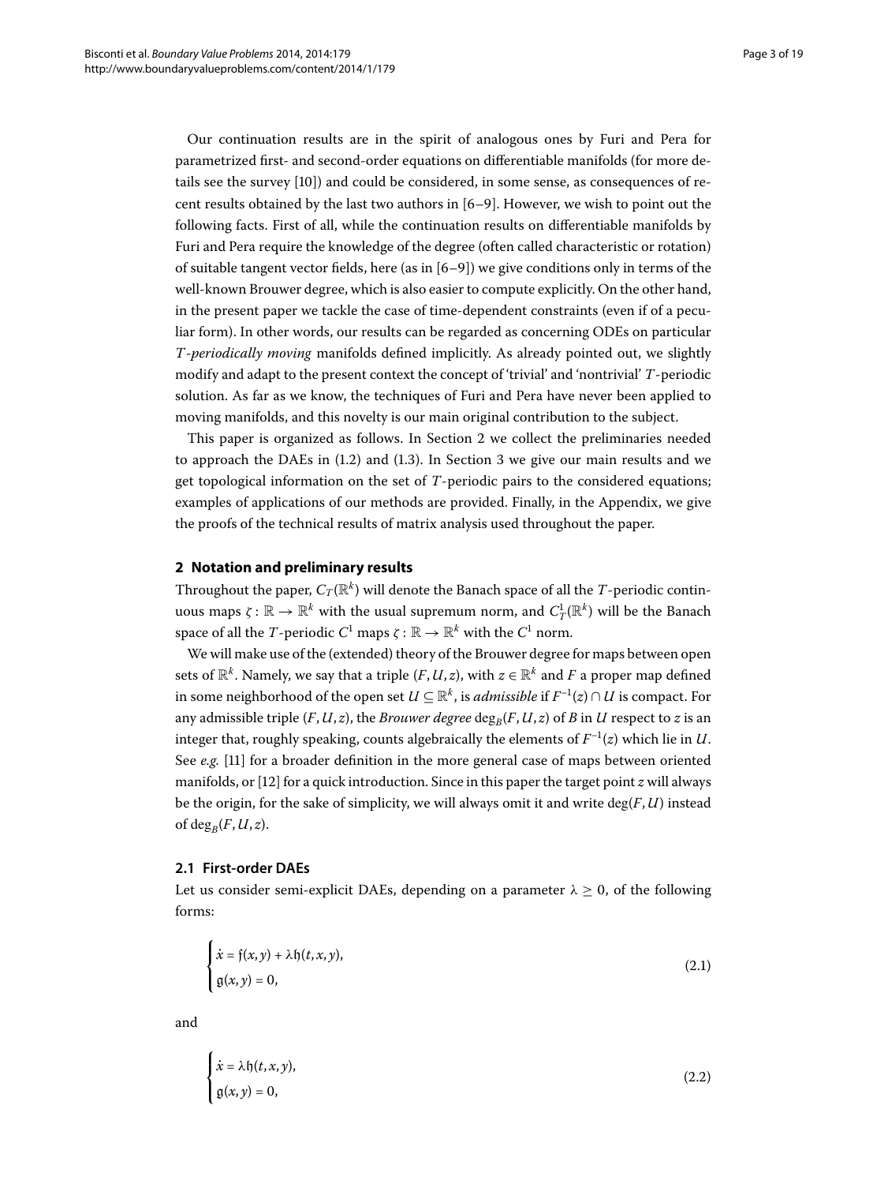Our continuation results are in the spirit of analogous ones by Furi and Pera for parametrized first- and second-order equations on differentiable manifolds (for more details see the survey [10]) and could be considered, in some sense, as consequences of recent results obtained by the last two authors in [6–9]. However, we wish to point out the following facts. First of all, while the continuation results on differentiable manifolds by Furi and Pera require the knowledge of the degree (often called characteristic or rotation) of suitable tangent vector fields, here (as in [6–9]) we give conditions only in terms of the well-known Brouwer degree, which is also easier to compute explicitly. On the other hand, in the present paper we tackle the case of time-dependent constraints (even if of a peculiar form). In other words, our results can be regarded as concerning ODEs on particular $T$*-periodically moving* manifolds defined implicitly. As already pointed out, we slightly modify and adapt to the present context the concept of 'trivial' and 'nontrivial' $T$-periodic solution. As far as we know, the techniques of Furi and Pera have never been applied to moving manifolds, and this novelty is our main original contribution to the subject.

This paper is organized as follows. In Section 2 we collect the preliminaries needed to approach the DAEs in (1.2) and (1.3). In Section 3 we give our main results and we get topological information on the set of $T$-periodic pairs to the considered equations; examples of applications of our methods are provided. Finally, in the Appendix, we give the proofs of the technical results of matrix analysis used throughout the paper.

## 2 Notation and preliminary results

Throughout the paper, $C_T(\mathbb{R}^k)$ will denote the Banach space of all the $T$-periodic continuous maps $\zeta : \mathbb{R} \to \mathbb{R}^k$ with the usual supremum norm, and $C_T^1(\mathbb{R}^k)$ will be the Banach space of all the $T$-periodic $C^1$ maps $\zeta : \mathbb{R} \to \mathbb{R}^k$ with the $C^1$ norm.

We will make use of the (extended) theory of the Brouwer degree for maps between open sets of $\mathbb{R}^k$. Namely, we say that a triple $(F, U, z)$, with $z \in \mathbb{R}^k$ and $F$ a proper map defined in some neighborhood of the open set $U \subseteq \mathbb{R}^k$, is *admissible* if $F^{-1}(z) \cap U$ is compact. For any admissible triple $(F, U, z)$, the *Brouwer degree* $\deg_B(F, U, z)$ of $B$ in $U$ respect to $z$ is an integer that, roughly speaking, counts algebraically the elements of $F^{-1}(z)$ which lie in $U$. See *e.g.* [11] for a broader definition in the more general case of maps between oriented manifolds, or [12] for a quick introduction. Since in this paper the target point $z$ will always be the origin, for the sake of simplicity, we will always omit it and write $\deg(F, U)$ instead of $\deg_B(F, U, z)$.

### 2.1 First-order DAEs

Let us consider semi-explicit DAEs, depending on a parameter $\lambda \geq 0$, of the following forms:

$$
\begin{cases}
\dot{x} = \mathfrak{f}(x, y) + \lambda \mathfrak{h}(t, x, y), \\
\mathfrak{g}(x, y) = 0,
\end{cases}
\tag{2.1}
$$

and

$$
\begin{cases}
\dot{x} = \lambda \mathfrak{h}(t, x, y), \\
\mathfrak{g}(x, y) = 0,
\end{cases}
\tag{2.2}
$$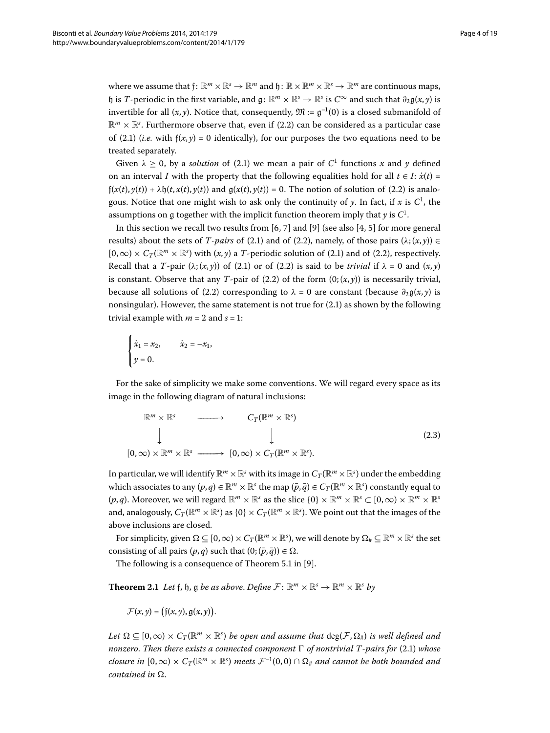where we assume that $\mathfrak{f}\colon \mathbb{R}^m \times \mathbb{R}^s \to \mathbb{R}^m$ and $\mathfrak{h}\colon \mathbb{R} \times \mathbb{R}^m \times \mathbb{R}^s \to \mathbb{R}^m$ are continuous maps, $\mathfrak{h}$ is $T$-periodic in the first variable, and $\mathfrak{g}\colon \mathbb{R}^m \times \mathbb{R}^s \to \mathbb{R}^s$ is $C^\infty$ and such that $\partial_2\mathfrak{g}(x,y)$ is invertible for all $(x,y)$. Notice that, consequently, $\mathfrak{M} := \mathfrak{g}^{-1}(0)$ is a closed submanifold of $\mathbb{R}^m \times \mathbb{R}^s$. Furthermore observe that, even if (2.2) can be considered as a particular case of (2.1) (*i.e.* with $\mathfrak{f}(x,y) = 0$ identically), for our purposes the two equations need to be treated separately.

Given $\lambda \geq 0$, by a *solution* of (2.1) we mean a pair of $C^1$ functions $x$ and $y$ defined on an interval $I$ with the property that the following equalities hold for all $t \in I$: $\dot{x}(t) = \mathfrak{f}(x(t),y(t)) + \lambda\mathfrak{h}(t,x(t),y(t))$ and $\mathfrak{g}(x(t),y(t)) = 0$. The notion of solution of (2.2) is analogous. Notice that one might wish to ask only the continuity of $y$. In fact, if $x$ is $C^1$, the assumptions on $\mathfrak{g}$ together with the implicit function theorem imply that $y$ is $C^1$.

In this section we recall two results from [6, 7] and [9] (see also [4, 5] for more general results) about the sets of *$T$-pairs* of (2.1) and of (2.2), namely, of those pairs $(\lambda;(x,y)) \in [0,\infty) \times C_T(\mathbb{R}^m \times \mathbb{R}^s)$ with $(x,y)$ a $T$-periodic solution of (2.1) and of (2.2), respectively. Recall that a $T$-pair $(\lambda;(x,y))$ of (2.1) or of (2.2) is said to be *trivial* if $\lambda = 0$ and $(x,y)$ is constant. Observe that any $T$-pair of (2.2) of the form $(0;(x,y))$ is necessarily trivial, because all solutions of (2.2) corresponding to $\lambda = 0$ are constant (because $\partial_2\mathfrak{g}(x,y)$ is nonsingular). However, the same statement is not true for (2.1) as shown by the following trivial example with $m = 2$ and $s = 1$:

$$\begin{cases} \dot{x}_1 = x_2, \qquad \dot{x}_2 = -x_1, \\ y = 0. \end{cases}$$

For the sake of simplicity we make some conventions. We will regard every space as its image in the following diagram of natural inclusions:

$$\begin{array}{ccc} \mathbb{R}^m \times \mathbb{R}^s & \longrightarrow & C_T(\mathbb{R}^m \times \mathbb{R}^s) \\ \downarrow & & \downarrow \\ [0,\infty) \times \mathbb{R}^m \times \mathbb{R}^s & \longrightarrow & [0,\infty) \times C_T(\mathbb{R}^m \times \mathbb{R}^s). \end{array} \tag{2.3}$$

In particular, we will identify $\mathbb{R}^m \times \mathbb{R}^s$ with its image in $C_T(\mathbb{R}^m \times \mathbb{R}^s)$ under the embedding which associates to any $(p,q) \in \mathbb{R}^m \times \mathbb{R}^s$ the map $(\bar{p},\bar{q}) \in C_T(\mathbb{R}^m \times \mathbb{R}^s)$ constantly equal to $(p,q)$. Moreover, we will regard $\mathbb{R}^m \times \mathbb{R}^s$ as the slice $\{0\} \times \mathbb{R}^m \times \mathbb{R}^s \subset [0,\infty) \times \mathbb{R}^m \times \mathbb{R}^s$ and, analogously, $C_T(\mathbb{R}^m \times \mathbb{R}^s)$ as $\{0\} \times C_T(\mathbb{R}^m \times \mathbb{R}^s)$. We point out that the images of the above inclusions are closed.

For simplicity, given $\Omega \subseteq [0,\infty) \times C_T(\mathbb{R}^m \times \mathbb{R}^s)$, we will denote by $\Omega_\# \subseteq \mathbb{R}^m \times \mathbb{R}^s$ the set consisting of all pairs $(p,q)$ such that $(0;(\bar{p},\bar{q})) \in \Omega$.

The following is a consequence of Theorem 5.1 in [9].

**Theorem 2.1** *Let $\mathfrak{f}$, $\mathfrak{h}$, $\mathfrak{g}$ be as above. Define $\mathcal{F}\colon \mathbb{R}^m \times \mathbb{R}^s \to \mathbb{R}^m \times \mathbb{R}^s$ by*

$$\mathcal{F}(x,y) = \big(\mathfrak{f}(x,y), \mathfrak{g}(x,y)\big).$$

*Let $\Omega \subseteq [0,\infty) \times C_T(\mathbb{R}^m \times \mathbb{R}^s)$ be open and assume that $\deg(\mathcal{F},\Omega_\#)$ is well defined and nonzero. Then there exists a connected component $\Gamma$ of nontrivial $T$-pairs for (2.1) whose closure in $[0,\infty) \times C_T(\mathbb{R}^m \times \mathbb{R}^s)$ meets $\mathcal{F}^{-1}(0,0) \cap \Omega_\#$ and cannot be both bounded and contained in $\Omega$.*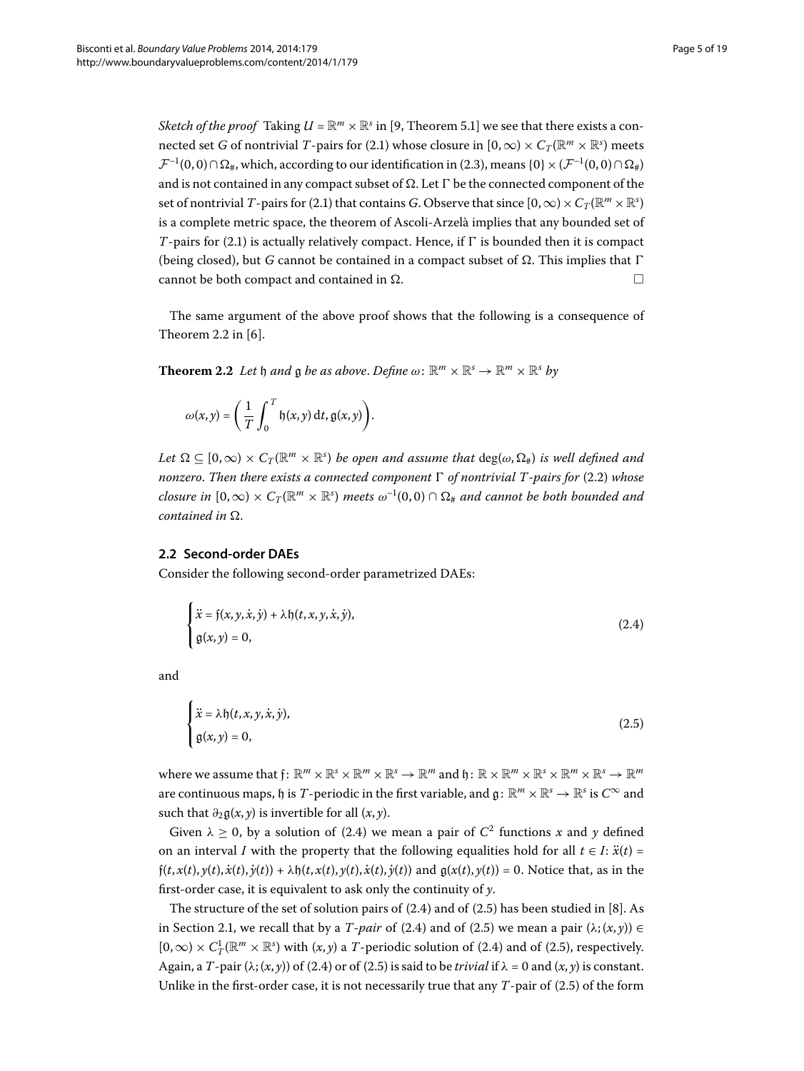*Sketch of the proof* Taking $U = \mathbb{R}^m \times \mathbb{R}^s$ in [9, Theorem 5.1] we see that there exists a connected set $G$ of nontrivial $T$-pairs for (2.1) whose closure in $[0,\infty) \times C_T(\mathbb{R}^m \times \mathbb{R}^s)$ meets $\mathcal{F}^{-1}(0,0) \cap \Omega_\#$, which, according to our identification in (2.3), means $\{0\} \times (\mathcal{F}^{-1}(0,0) \cap \Omega_\#)$ and is not contained in any compact subset of $\Omega$. Let $\Gamma$ be the connected component of the set of nontrivial $T$-pairs for (2.1) that contains $G$. Observe that since $[0,\infty) \times C_T(\mathbb{R}^m \times \mathbb{R}^s)$ is a complete metric space, the theorem of Ascoli-Arzelà implies that any bounded set of $T$-pairs for (2.1) is actually relatively compact. Hence, if $\Gamma$ is bounded then it is compact (being closed), but $G$ cannot be contained in a compact subset of $\Omega$. This implies that $\Gamma$ cannot be both compact and contained in $\Omega$. □

The same argument of the above proof shows that the following is a consequence of Theorem 2.2 in [6].

**Theorem 2.2** *Let $\mathfrak{h}$ and $\mathfrak{g}$ be as above. Define $\omega\colon \mathbb{R}^m \times \mathbb{R}^s \to \mathbb{R}^m \times \mathbb{R}^s$ by*

$$\omega(x,y) = \left( \frac{1}{T} \int_0^T \mathfrak{h}(x,y)\,\mathrm{d}t, \mathfrak{g}(x,y) \right).$$

*Let $\Omega \subseteq [0,\infty) \times C_T(\mathbb{R}^m \times \mathbb{R}^s)$ be open and assume that $\deg(\omega, \Omega_\#)$ is well defined and nonzero. Then there exists a connected component $\Gamma$ of nontrivial $T$-pairs for (2.2) whose closure in $[0,\infty) \times C_T(\mathbb{R}^m \times \mathbb{R}^s)$ meets $\omega^{-1}(0,0) \cap \Omega_\#$ and cannot be both bounded and contained in $\Omega$.*

## 2.2 Second-order DAEs

Consider the following second-order parametrized DAEs:

$$\begin{cases} \ddot{x} = \mathfrak{f}(x,y,\dot{x},\dot{y}) + \lambda \mathfrak{h}(t,x,y,\dot{x},\dot{y}), \\ \mathfrak{g}(x,y) = 0, \end{cases} \tag{2.4}$$

and

$$\begin{cases} \ddot{x} = \lambda \mathfrak{h}(t,x,y,\dot{x},\dot{y}), \\ \mathfrak{g}(x,y) = 0, \end{cases} \tag{2.5}$$

where we assume that $\mathfrak{f}\colon \mathbb{R}^m \times \mathbb{R}^s \times \mathbb{R}^m \times \mathbb{R}^s \to \mathbb{R}^m$ and $\mathfrak{h}\colon \mathbb{R} \times \mathbb{R}^m \times \mathbb{R}^s \times \mathbb{R}^m \times \mathbb{R}^s \to \mathbb{R}^m$ are continuous maps, $\mathfrak{h}$ is $T$-periodic in the first variable, and $\mathfrak{g}\colon \mathbb{R}^m \times \mathbb{R}^s \to \mathbb{R}^s$ is $C^\infty$ and such that $\partial_2 \mathfrak{g}(x,y)$ is invertible for all $(x,y)$.

Given $\lambda \geq 0$, by a solution of (2.4) we mean a pair of $C^2$ functions $x$ and $y$ defined on an interval $I$ with the property that the following equalities hold for all $t \in I$: $\ddot{x}(t) = \mathfrak{f}(t,x(t),y(t),\dot{x}(t),\dot{y}(t)) + \lambda \mathfrak{h}(t,x(t),y(t),\dot{x}(t),\dot{y}(t))$ and $\mathfrak{g}(x(t),y(t)) = 0$. Notice that, as in the first-order case, it is equivalent to ask only the continuity of $y$.

The structure of the set of solution pairs of (2.4) and of (2.5) has been studied in [8]. As in Section 2.1, we recall that by a *$T$-pair* of (2.4) and of (2.5) we mean a pair $(\lambda;(x,y)) \in [0,\infty) \times C^1_T(\mathbb{R}^m \times \mathbb{R}^s)$ with $(x,y)$ a $T$-periodic solution of (2.4) and of (2.5), respectively. Again, a $T$-pair $(\lambda;(x,y))$ of (2.4) or of (2.5) is said to be *trivial* if $\lambda = 0$ and $(x,y)$ is constant. Unlike in the first-order case, it is not necessarily true that any $T$-pair of (2.5) of the form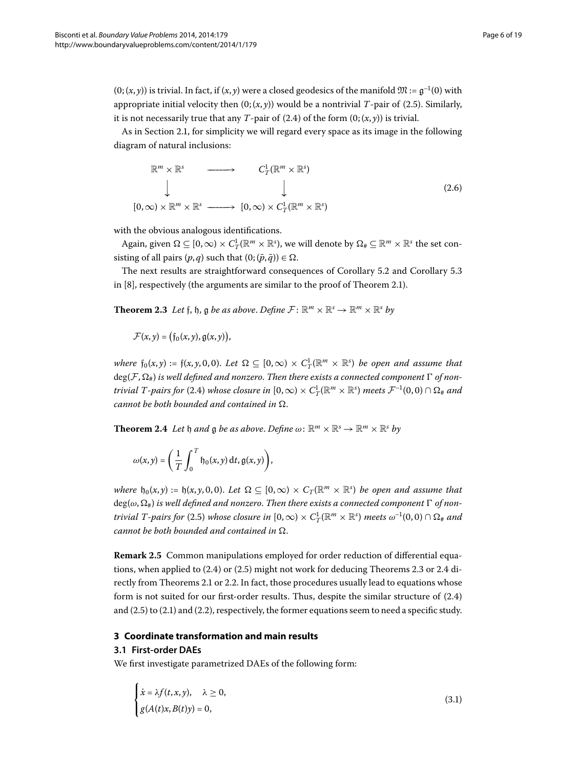$(0;(x,y))$ is trivial. In fact, if $(x,y)$ were a closed geodesics of the manifold $\mathfrak{M} := \mathfrak{g}^{-1}(0)$ with appropriate initial velocity then $(0;(x,y))$ would be a nontrivial $T$-pair of (2.5). Similarly, it is not necessarily true that any $T$-pair of (2.4) of the form $(0;(x,y))$ is trivial.

As in Section 2.1, for simplicity we will regard every space as its image in the following diagram of natural inclusions:

$$
\begin{array}{ccc}
\mathbb{R}^m \times \mathbb{R}^s & \longrightarrow & C^1_T(\mathbb{R}^m \times \mathbb{R}^s) \\
\downarrow & & \downarrow \\
[0,\infty) \times \mathbb{R}^m \times \mathbb{R}^s & \longrightarrow & [0,\infty) \times C^1_T(\mathbb{R}^m \times \mathbb{R}^s)
\end{array}
\tag{2.6}
$$

with the obvious analogous identifications.

Again, given $\Omega \subseteq [0,\infty) \times C^1_T(\mathbb{R}^m \times \mathbb{R}^s)$, we will denote by $\Omega_\# \subseteq \mathbb{R}^m \times \mathbb{R}^s$ the set consisting of all pairs $(p,q)$ such that $(0;(\bar{p},\bar{q})) \in \Omega$.

The next results are straightforward consequences of Corollary 5.2 and Corollary 5.3 in [8], respectively (the arguments are similar to the proof of Theorem 2.1).

**Theorem 2.3** *Let $\mathfrak{f}$, $\mathfrak{h}$, $\mathfrak{g}$ be as above. Define $\mathcal{F}\colon \mathbb{R}^m \times \mathbb{R}^s \to \mathbb{R}^m \times \mathbb{R}^s$ by*

$$
\mathcal{F}(x,y) = \big(\mathfrak{f}_0(x,y), \mathfrak{g}(x,y)\big),
$$

*where $\mathfrak{f}_0(x,y) := \mathfrak{f}(x,y,0,0)$. Let $\Omega \subseteq [0,\infty) \times C^1_T(\mathbb{R}^m \times \mathbb{R}^s)$ be open and assume that $\deg(\mathcal{F}, \Omega_\#)$ is well defined and nonzero. Then there exists a connected component $\Gamma$ of nontrivial $T$-pairs for (2.4) whose closure in $[0,\infty) \times C^1_T(\mathbb{R}^m \times \mathbb{R}^s)$ meets $\mathcal{F}^{-1}(0,0) \cap \Omega_\#$ and cannot be both bounded and contained in $\Omega$.*

**Theorem 2.4** *Let $\mathfrak{h}$ and $\mathfrak{g}$ be as above. Define $\omega\colon \mathbb{R}^m \times \mathbb{R}^s \to \mathbb{R}^m \times \mathbb{R}^s$ by*

$$
\omega(x,y) = \left( \frac{1}{T} \int_0^T \mathfrak{h}_0(x,y)\,\mathrm{d}t, \mathfrak{g}(x,y) \right),
$$

*where $\mathfrak{h}_0(x,y) := \mathfrak{h}(x,y,0,0)$. Let $\Omega \subseteq [0,\infty) \times C_T(\mathbb{R}^m \times \mathbb{R}^s)$ be open and assume that $\deg(\omega, \Omega_\#)$ is well defined and nonzero. Then there exists a connected component $\Gamma$ of nontrivial $T$-pairs for (2.5) whose closure in $[0,\infty) \times C^1_T(\mathbb{R}^m \times \mathbb{R}^s)$ meets $\omega^{-1}(0,0) \cap \Omega_\#$ and cannot be both bounded and contained in $\Omega$.*

**Remark 2.5** Common manipulations employed for order reduction of differential equations, when applied to (2.4) or (2.5) might not work for deducing Theorems 2.3 or 2.4 directly from Theorems 2.1 or 2.2. In fact, those procedures usually lead to equations whose form is not suited for our first-order results. Thus, despite the similar structure of (2.4) and (2.5) to (2.1) and (2.2), respectively, the former equations seem to need a specific study.

## 3 Coordinate transformation and main results

### 3.1 First-order DAEs

We first investigate parametrized DAEs of the following form:

$$
\begin{cases}
\dot{x} = \lambda f(t,x,y), \quad \lambda \geq 0, \\
g(A(t)x, B(t)y) = 0,
\end{cases}
\tag{3.1}
$$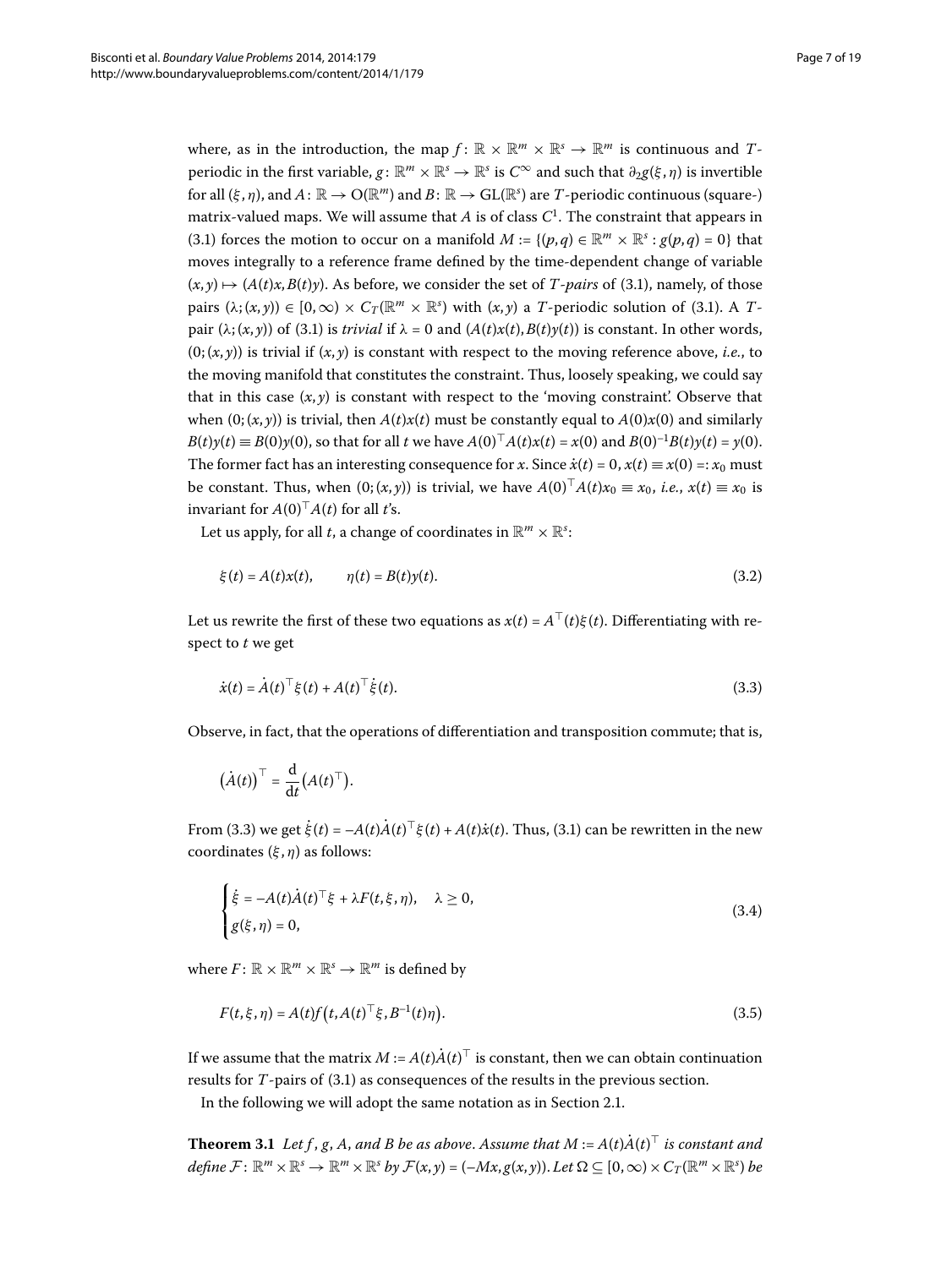where, as in the introduction, the map $f\colon \mathbb{R}\times\mathbb{R}^m\times\mathbb{R}^s\to\mathbb{R}^m$ is continuous and $T$-periodic in the first variable, $g\colon \mathbb{R}^m\times\mathbb{R}^s\to\mathbb{R}^s$ is $C^\infty$ and such that $\partial_2 g(\xi,\eta)$ is invertible for all $(\xi,\eta)$, and $A\colon\mathbb{R}\to \mathrm{O}(\mathbb{R}^m)$ and $B\colon \mathbb{R}\to \mathrm{GL}(\mathbb{R}^s)$ are $T$-periodic continuous (square-) matrix-valued maps. We will assume that $A$ is of class $C^1$. The constraint that appears in (3.1) forces the motion to occur on a manifold $M := \{(p,q)\in\mathbb{R}^m\times\mathbb{R}^s : g(p,q)=0\}$ that moves integrally to a reference frame defined by the time-dependent change of variable $(x,y)\mapsto (A(t)x, B(t)y)$. As before, we consider the set of *$T$-pairs* of (3.1), namely, of those pairs $(\lambda;(x,y))\in[0,\infty)\times C_T(\mathbb{R}^m\times\mathbb{R}^s)$ with $(x,y)$ a $T$-periodic solution of (3.1). A $T$-pair $(\lambda;(x,y))$ of (3.1) is *trivial* if $\lambda=0$ and $(A(t)x(t), B(t)y(t))$ is constant. In other words, $(0;(x,y))$ is trivial if $(x,y)$ is constant with respect to the moving reference above, *i.e.*, to the moving manifold that constitutes the constraint. Thus, loosely speaking, we could say that in this case $(x,y)$ is constant with respect to the 'moving constraint'. Observe that when $(0;(x,y))$ is trivial, then $A(t)x(t)$ must be constantly equal to $A(0)x(0)$ and similarly $B(t)y(t)\equiv B(0)y(0)$, so that for all $t$ we have $A(0)^\top A(t)x(t) = x(0)$ and $B(0)^{-1}B(t)y(t)=y(0)$. The former fact has an interesting consequence for $x$. Since $\dot{x}(t)=0$, $x(t)\equiv x(0) =: x_0$ must be constant. Thus, when $(0;(x,y))$ is trivial, we have $A(0)^\top A(t)x_0\equiv x_0$, *i.e.*, $x(t)\equiv x_0$ is invariant for $A(0)^\top A(t)$ for all $t$'s.

Let us apply, for all $t$, a change of coordinates in $\mathbb{R}^m\times\mathbb{R}^s$:

$$\xi(t) = A(t)x(t), \qquad \eta(t) = B(t)y(t). \tag{3.2}$$

Let us rewrite the first of these two equations as $x(t) = A^\top(t)\xi(t)$. Differentiating with respect to $t$ we get

$$\dot{x}(t) = \dot{A}(t)^\top\xi(t) + A(t)^\top\dot{\xi}(t). \tag{3.3}$$

Observe, in fact, that the operations of differentiation and transposition commute; that is,

$$\bigl(\dot{A}(t)\bigr)^\top = \frac{\mathrm{d}}{\mathrm{d}t}\bigl(A(t)^\top\bigr).$$

From (3.3) we get $\dot{\xi}(t) = -A(t)\dot{A}(t)^\top\xi(t) + A(t)\dot{x}(t)$. Thus, (3.1) can be rewritten in the new coordinates $(\xi,\eta)$ as follows:

$$\begin{cases} \dot{\xi} = -A(t)\dot{A}(t)^\top\xi + \lambda F(t,\xi,\eta), & \lambda\geq 0,\\ g(\xi,\eta) = 0, \end{cases} \tag{3.4}$$

where $F\colon\mathbb{R}\times\mathbb{R}^m\times\mathbb{R}^s\to\mathbb{R}^m$ is defined by

$$F(t,\xi,\eta) = A(t)f\bigl(t, A(t)^\top\xi, B^{-1}(t)\eta\bigr). \tag{3.5}$$

If we assume that the matrix $M := A(t)\dot{A}(t)^\top$ is constant, then we can obtain continuation results for $T$-pairs of (3.1) as consequences of the results in the previous section.

In the following we will adopt the same notation as in Section 2.1.

**Theorem 3.1** *Let $f$, $g$, $A$, and $B$ be as above. Assume that $M := A(t)\dot{A}(t)^\top$ is constant and define $\mathcal{F}\colon\mathbb{R}^m\times\mathbb{R}^s\to\mathbb{R}^m\times\mathbb{R}^s$ by $\mathcal{F}(x,y) = (-Mx, g(x,y))$. Let $\Omega\subseteq[0,\infty)\times C_T(\mathbb{R}^m\times\mathbb{R}^s)$ be*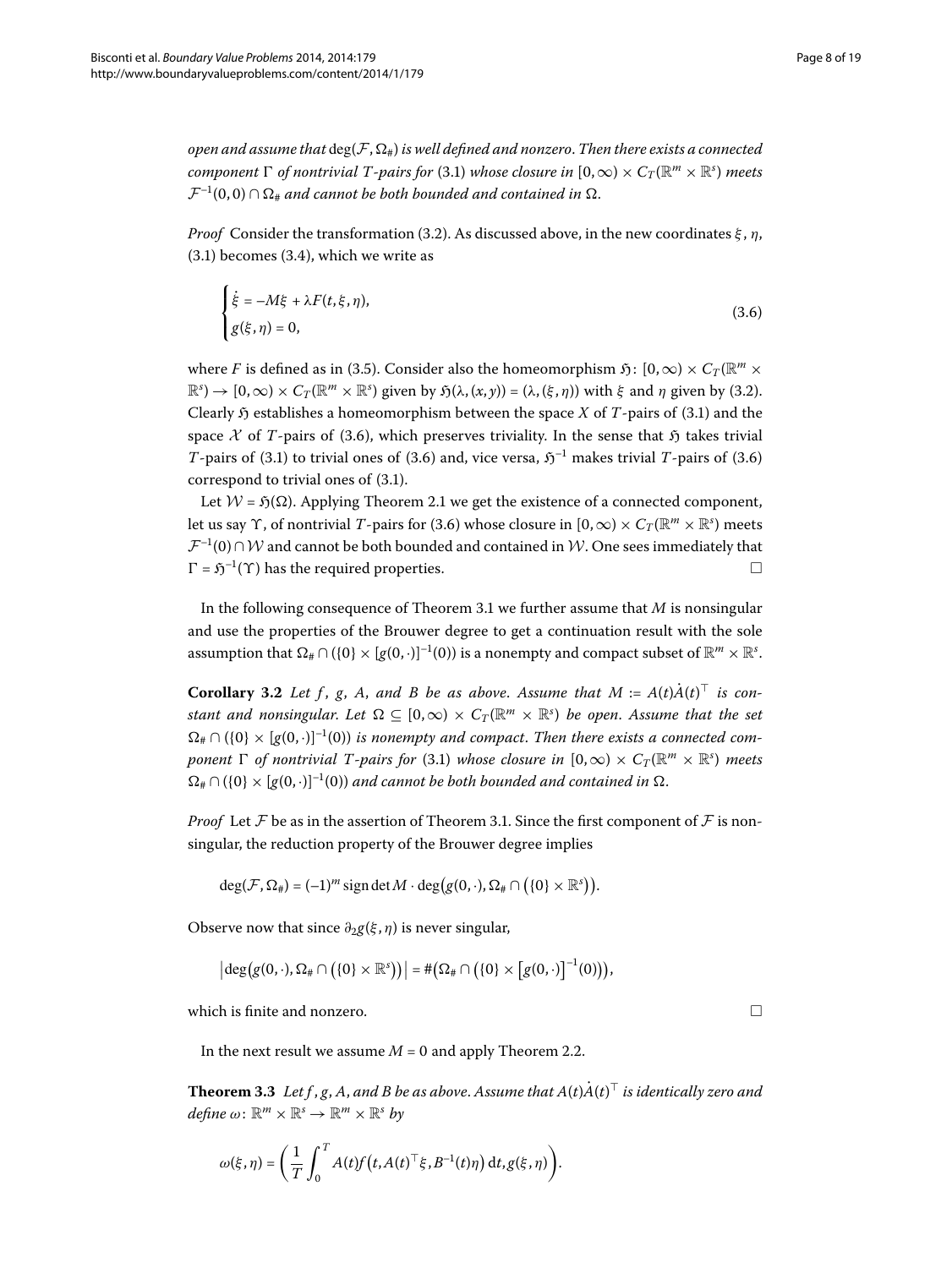*open and assume that* $\deg(\mathcal{F}, \Omega_\#)$ *is well defined and nonzero. Then there exists a connected component* $\Gamma$ *of nontrivial* $T$*-pairs for* (3.1) *whose closure in* $[0,\infty) \times C_T(\mathbb{R}^m \times \mathbb{R}^s)$ *meets* $\mathcal{F}^{-1}(0,0) \cap \Omega_\#$ *and cannot be both bounded and contained in* $\Omega$.

*Proof* Consider the transformation (3.2). As discussed above, in the new coordinates $\xi$, $\eta$, (3.1) becomes (3.4), which we write as

$$
\begin{cases}
\dot{\xi} = -M\xi + \lambda F(t,\xi,\eta), \\
g(\xi,\eta) = 0,
\end{cases}
\tag{3.6}
$$

where $F$ is defined as in (3.5). Consider also the homeomorphism $\mathfrak{H}\colon [0,\infty) \times C_T(\mathbb{R}^m \times \mathbb{R}^s) \to [0,\infty) \times C_T(\mathbb{R}^m \times \mathbb{R}^s)$ given by $\mathfrak{H}(\lambda,(x,y)) = (\lambda,(\xi,\eta))$ with $\xi$ and $\eta$ given by (3.2). Clearly $\mathfrak{H}$ establishes a homeomorphism between the space $X$ of $T$-pairs of (3.1) and the space $\mathcal{X}$ of $T$-pairs of (3.6), which preserves triviality. In the sense that $\mathfrak{H}$ takes trivial $T$-pairs of (3.1) to trivial ones of (3.6) and, vice versa, $\mathfrak{H}^{-1}$ makes trivial $T$-pairs of (3.6) correspond to trivial ones of (3.1).

Let $\mathcal{W} = \mathfrak{H}(\Omega)$. Applying Theorem 2.1 we get the existence of a connected component, let us say $\Upsilon$, of nontrivial $T$-pairs for (3.6) whose closure in $[0,\infty) \times C_T(\mathbb{R}^m \times \mathbb{R}^s)$ meets $\mathcal{F}^{-1}(0) \cap \mathcal{W}$ and cannot be both bounded and contained in $\mathcal{W}$. One sees immediately that $\Gamma = \mathfrak{H}^{-1}(\Upsilon)$ has the required properties. □

In the following consequence of Theorem 3.1 we further assume that $M$ is nonsingular and use the properties of the Brouwer degree to get a continuation result with the sole assumption that $\Omega_\# \cap (\{0\} \times [g(0,\cdot)]^{-1}(0))$ is a nonempty and compact subset of $\mathbb{R}^m \times \mathbb{R}^s$.

**Corollary 3.2** *Let* $f$, $g$, $A$, *and* $B$ *be as above. Assume that* $M := A(t)\dot{A}(t)^\top$ *is constant and nonsingular. Let* $\Omega \subseteq [0,\infty) \times C_T(\mathbb{R}^m \times \mathbb{R}^s)$ *be open. Assume that the set* $\Omega_\# \cap (\{0\} \times [g(0,\cdot)]^{-1}(0))$ *is nonempty and compact. Then there exists a connected component* $\Gamma$ *of nontrivial* $T$*-pairs for* (3.1) *whose closure in* $[0,\infty) \times C_T(\mathbb{R}^m \times \mathbb{R}^s)$ *meets* $\Omega_\# \cap (\{0\} \times [g(0,\cdot)]^{-1}(0))$ *and cannot be both bounded and contained in* $\Omega$.

*Proof* Let $\mathcal{F}$ be as in the assertion of Theorem 3.1. Since the first component of $\mathcal{F}$ is nonsingular, the reduction property of the Brouwer degree implies

$$
\deg(\mathcal{F}, \Omega_\#) = (-1)^m \operatorname{sign}\det M \cdot \deg\bigl(g(0,\cdot), \Omega_\# \cap \bigl(\{0\} \times \mathbb{R}^s\bigr)\bigr).
$$

Observe now that since $\partial_2 g(\xi,\eta)$ is never singular,

$$
\bigl|\deg\bigl(g(0,\cdot), \Omega_\# \cap \bigl(\{0\} \times \mathbb{R}^s\bigr)\bigr)\bigr| = \#\bigl(\Omega_\# \cap \bigl(\{0\} \times \bigl[g(0,\cdot)\bigr]^{-1}(0)\bigr)\bigr),
$$

which is finite and nonzero. □

In the next result we assume $M = 0$ and apply Theorem 2.2.

**Theorem 3.3** *Let* $f$, $g$, $A$, *and* $B$ *be as above. Assume that* $A(t)\dot{A}(t)^\top$ *is identically zero and define* $\omega\colon \mathbb{R}^m \times \mathbb{R}^s \to \mathbb{R}^m \times \mathbb{R}^s$ *by*

$$
\omega(\xi,\eta) = \left(\frac{1}{T}\int_0^T A(t) f\bigl(t, A(t)^\top \xi, B^{-1}(t)\eta\bigr)\,\mathrm{d}t, g(\xi,\eta)\right).
$$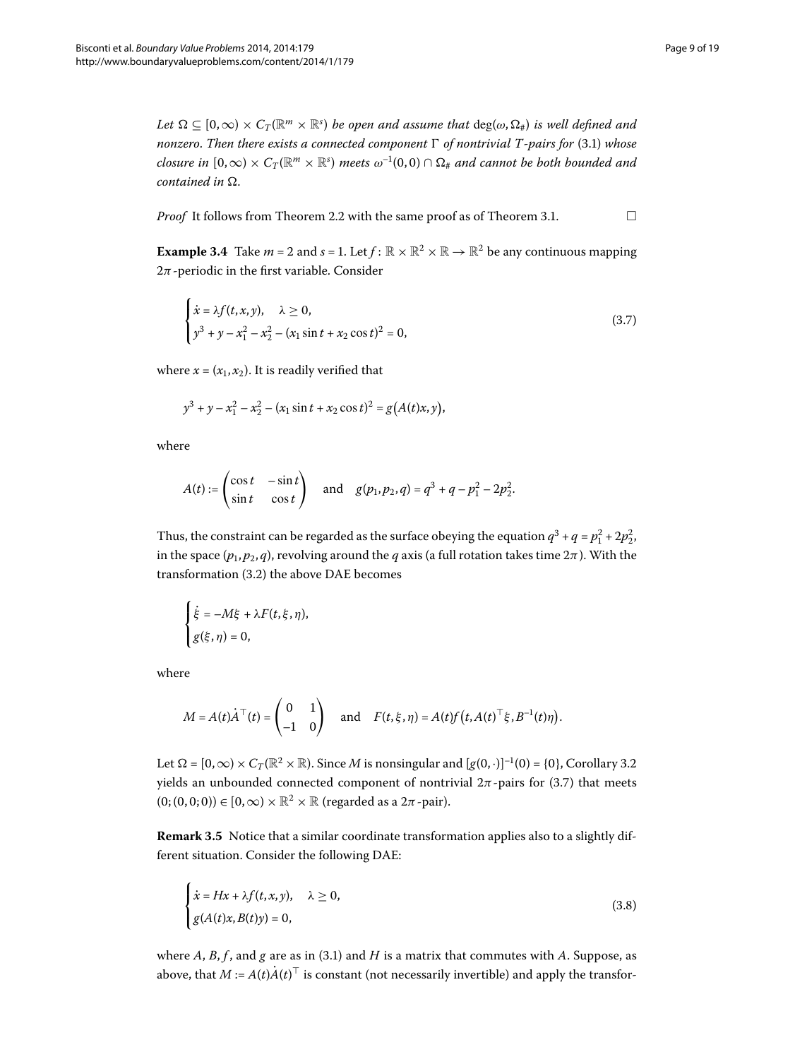*Let $\Omega \subseteq [0,\infty) \times C_T(\mathbb{R}^m \times \mathbb{R}^s)$ be open and assume that $\deg(\omega, \Omega_\#)$ is well defined and nonzero. Then there exists a connected component $\Gamma$ of nontrivial $T$-pairs for* (3.1) *whose closure in $[0,\infty) \times C_T(\mathbb{R}^m \times \mathbb{R}^s)$ meets $\omega^{-1}(0,0) \cap \Omega_\#$ and cannot be both bounded and contained in $\Omega$.*

*Proof* It follows from Theorem 2.2 with the same proof as of Theorem 3.1. □

**Example 3.4** Take $m = 2$ and $s = 1$. Let $f : \mathbb{R} \times \mathbb{R}^2 \times \mathbb{R} \to \mathbb{R}^2$ be any continuous mapping $2\pi$-periodic in the first variable. Consider

$$
\begin{cases}
\dot{x} = \lambda f(t,x,y), \quad \lambda \geq 0, \\
y^3 + y - x_1^2 - x_2^2 - (x_1 \sin t + x_2 \cos t)^2 = 0,
\end{cases}
\tag{3.7}
$$

where $x = (x_1, x_2)$. It is readily verified that

$$
y^3 + y - x_1^2 - x_2^2 - (x_1 \sin t + x_2 \cos t)^2 = g\big(A(t)x, y\big),
$$

where

$$
A(t) := \begin{pmatrix} \cos t & -\sin t \\ \sin t & \cos t \end{pmatrix} \quad \text{and} \quad g(p_1,p_2,q) = q^3 + q - p_1^2 - 2p_2^2.
$$

Thus, the constraint can be regarded as the surface obeying the equation $q^3 + q = p_1^2 + 2p_2^2$, in the space $(p_1,p_2,q)$, revolving around the $q$ axis (a full rotation takes time $2\pi$). With the transformation (3.2) the above DAE becomes

$$
\begin{cases}
\dot{\xi} = -M\xi + \lambda F(t,\xi,\eta), \\
g(\xi,\eta) = 0,
\end{cases}
$$

where

$$
M = A(t)\dot{A}^\top(t) = \begin{pmatrix} 0 & 1 \\ -1 & 0 \end{pmatrix} \quad \text{and} \quad F(t,\xi,\eta) = A(t)f\big(t, A(t)^\top \xi, B^{-1}(t)\eta\big).
$$

Let $\Omega = [0,\infty) \times C_T(\mathbb{R}^2 \times \mathbb{R})$. Since $M$ is nonsingular and $[g(0,\cdot)]^{-1}(0) = \{0\}$, Corollary 3.2 yields an unbounded connected component of nontrivial $2\pi$-pairs for (3.7) that meets $(0;(0,0;0)) \in [0,\infty) \times \mathbb{R}^2 \times \mathbb{R}$ (regarded as a $2\pi$-pair).

**Remark 3.5** Notice that a similar coordinate transformation applies also to a slightly different situation. Consider the following DAE:

$$
\begin{cases}
\dot{x} = Hx + \lambda f(t,x,y), \quad \lambda \geq 0, \\
g(A(t)x, B(t)y) = 0,
\end{cases}
\tag{3.8}
$$

where $A$, $B$, $f$, and $g$ are as in (3.1) and $H$ is a matrix that commutes with $A$. Suppose, as above, that $M := A(t)\dot{A}(t)^\top$ is constant (not necessarily invertible) and apply the transfor-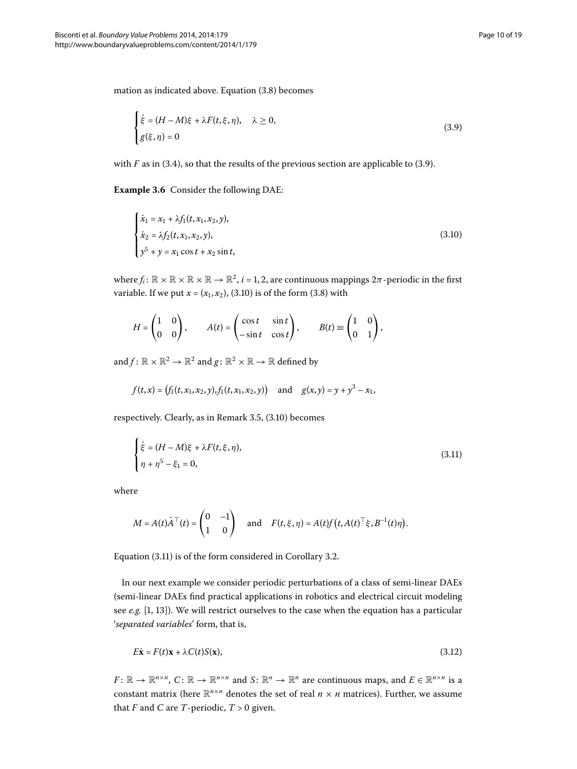mation as indicated above. Equation (3.8) becomes

$$
\begin{cases}
\dot{\xi} = (H - M)\xi + \lambda F(t, \xi, \eta), \quad \lambda \geq 0, \\
g(\xi, \eta) = 0
\end{cases}
\tag{3.9}
$$

with $F$ as in (3.4), so that the results of the previous section are applicable to (3.9).

**Example 3.6** Consider the following DAE:

$$
\begin{cases}
\dot{x}_1 = x_1 + \lambda f_1(t, x_1, x_2, y), \\
\dot{x}_2 = \lambda f_2(t, x_1, x_2, y), \\
y^5 + y = x_1 \cos t + x_2 \sin t,
\end{cases}
\tag{3.10}
$$

where $f_i \colon \mathbb{R} \times \mathbb{R} \times \mathbb{R} \times \mathbb{R} \to \mathbb{R}^2$, $i = 1, 2$, are continuous mappings $2\pi$-periodic in the first variable. If we put $x = (x_1, x_2)$, (3.10) is of the form (3.8) with

$$
H = \begin{pmatrix} 1 & 0 \\ 0 & 0 \end{pmatrix}, \qquad A(t) = \begin{pmatrix} \cos t & \sin t \\ -\sin t & \cos t \end{pmatrix}, \qquad B(t) \equiv \begin{pmatrix} 1 & 0 \\ 0 & 1 \end{pmatrix},
$$

and $f \colon \mathbb{R} \times \mathbb{R}^2 \to \mathbb{R}^2$ and $g \colon \mathbb{R}^2 \times \mathbb{R} \to \mathbb{R}$ defined by

$$
f(t, x) = \big(f_1(t, x_1, x_2, y), f_1(t, x_1, x_2, y)\big) \quad \text{and} \quad g(x, y) = y + y^3 - x_1,
$$

respectively. Clearly, as in Remark 3.5, (3.10) becomes

$$
\begin{cases}
\dot{\xi} = (H - M)\xi + \lambda F(t, \xi, \eta), \\
\eta + \eta^5 - \xi_1 = 0,
\end{cases}
\tag{3.11}
$$

where

$$
M = A(t)\dot{A}^\top(t) = \begin{pmatrix} 0 & -1 \\ 1 & 0 \end{pmatrix} \quad \text{and} \quad F(t, \xi, \eta) = A(t) f\big(t, A(t)^\top \xi, B^{-1}(t)\eta\big).
$$

Equation (3.11) is of the form considered in Corollary 3.2.

In our next example we consider periodic perturbations of a class of semi-linear DAEs (semi-linear DAEs find practical applications in robotics and electrical circuit modeling see *e.g.* [1, 13]). We will restrict ourselves to the case when the equation has a particular '*separated variables*' form, that is,

$$
E\dot{\mathbf{x}} = F(t)\mathbf{x} + \lambda C(t)S(\mathbf{x}),
\tag{3.12}
$$

$F \colon \mathbb{R} \to \mathbb{R}^{n \times n}$, $C \colon \mathbb{R} \to \mathbb{R}^{n \times n}$ and $S \colon \mathbb{R}^n \to \mathbb{R}^n$ are continuous maps, and $E \in \mathbb{R}^{n \times n}$ is a constant matrix (here $\mathbb{R}^{n \times n}$ denotes the set of real $n \times n$ matrices). Further, we assume that $F$ and $C$ are $T$-periodic, $T > 0$ given.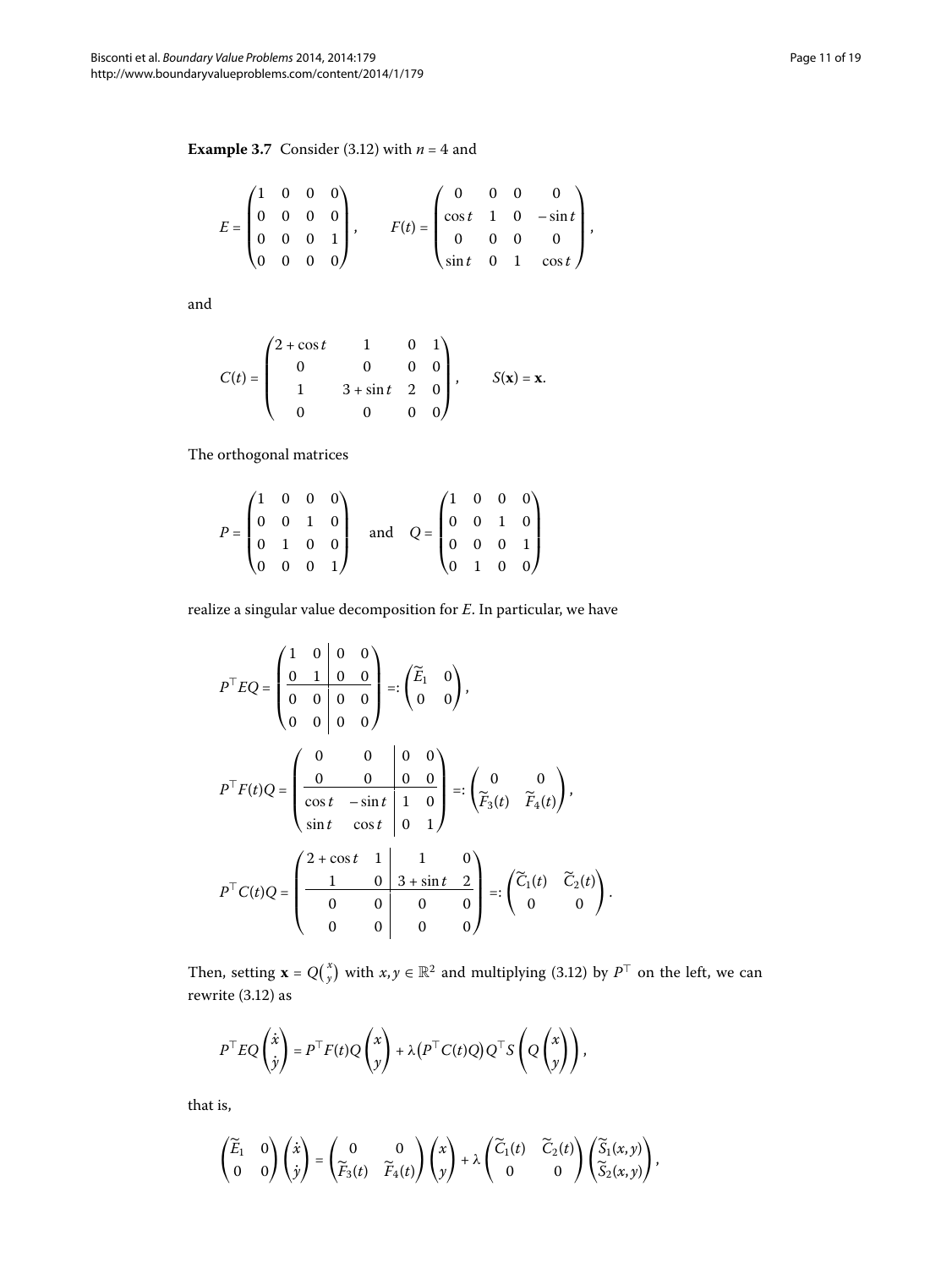**Example 3.7** Consider (3.12) with $n = 4$ and

$$E = \begin{pmatrix} 1 & 0 & 0 & 0 \\ 0 & 0 & 0 & 0 \\ 0 & 0 & 0 & 1 \\ 0 & 0 & 0 & 0 \end{pmatrix}, \qquad F(t) = \begin{pmatrix} 0 & 0 & 0 & 0 \\ \cos t & 1 & 0 & -\sin t \\ 0 & 0 & 0 & 0 \\ \sin t & 0 & 1 & \cos t \end{pmatrix},$$

and

$$C(t) = \begin{pmatrix} 2+\cos t & 1 & 0 & 1 \\ 0 & 0 & 0 & 0 \\ 1 & 3+\sin t & 2 & 0 \\ 0 & 0 & 0 & 0 \end{pmatrix}, \qquad S(\mathbf{x}) = \mathbf{x}.$$

The orthogonal matrices

$$P = \begin{pmatrix} 1 & 0 & 0 & 0 \\ 0 & 0 & 1 & 0 \\ 0 & 1 & 0 & 0 \\ 0 & 0 & 0 & 1 \end{pmatrix} \quad \text{and} \quad Q = \begin{pmatrix} 1 & 0 & 0 & 0 \\ 0 & 0 & 1 & 0 \\ 0 & 0 & 0 & 1 \\ 0 & 1 & 0 & 0 \end{pmatrix}$$

realize a singular value decomposition for $E$. In particular, we have

$$P^\top E Q = \left(\begin{array}{cc|cc} 1 & 0 & 0 & 0 \\ 0 & 1 & 0 & 0 \\ \hline 0 & 0 & 0 & 0 \\ 0 & 0 & 0 & 0 \end{array}\right) =: \begin{pmatrix} \widetilde{E}_1 & 0 \\ 0 & 0 \end{pmatrix},$$

$$P^\top F(t) Q = \left(\begin{array}{cc|cc} 0 & 0 & 0 & 0 \\ 0 & 0 & 0 & 0 \\ \hline \cos t & -\sin t & 1 & 0 \\ \sin t & \cos t & 0 & 1 \end{array}\right) =: \begin{pmatrix} 0 & 0 \\ \widetilde{F}_3(t) & \widetilde{F}_4(t) \end{pmatrix},$$

$$P^\top C(t) Q = \left(\begin{array}{cc|cc} 2+\cos t & 1 & 1 & 0 \\ 1 & 0 & 3+\sin t & 2 \\ \hline 0 & 0 & 0 & 0 \\ 0 & 0 & 0 & 0 \end{array}\right) =: \begin{pmatrix} \widetilde{C}_1(t) & \widetilde{C}_2(t) \\ 0 & 0 \end{pmatrix}.$$

Then, setting $\mathbf{x} = Q\binom{x}{y}$ with $x, y \in \mathbb{R}^2$ and multiplying (3.12) by $P^\top$ on the left, we can rewrite (3.12) as

$$P^\top E Q \begin{pmatrix} \dot{x} \\ \dot{y} \end{pmatrix} = P^\top F(t) Q \begin{pmatrix} x \\ y \end{pmatrix} + \lambda \bigl(P^\top C(t) Q\bigr) Q^\top S\left(Q\begin{pmatrix} x \\ y \end{pmatrix}\right),$$

that is,

$$\begin{pmatrix} \widetilde{E}_1 & 0 \\ 0 & 0 \end{pmatrix} \begin{pmatrix} \dot{x} \\ \dot{y} \end{pmatrix} = \begin{pmatrix} 0 & 0 \\ \widetilde{F}_3(t) & \widetilde{F}_4(t) \end{pmatrix} \begin{pmatrix} x \\ y \end{pmatrix} + \lambda \begin{pmatrix} \widetilde{C}_1(t) & \widetilde{C}_2(t) \\ 0 & 0 \end{pmatrix} \begin{pmatrix} \widetilde{S}_1(x,y) \\ \widetilde{S}_2(x,y) \end{pmatrix},$$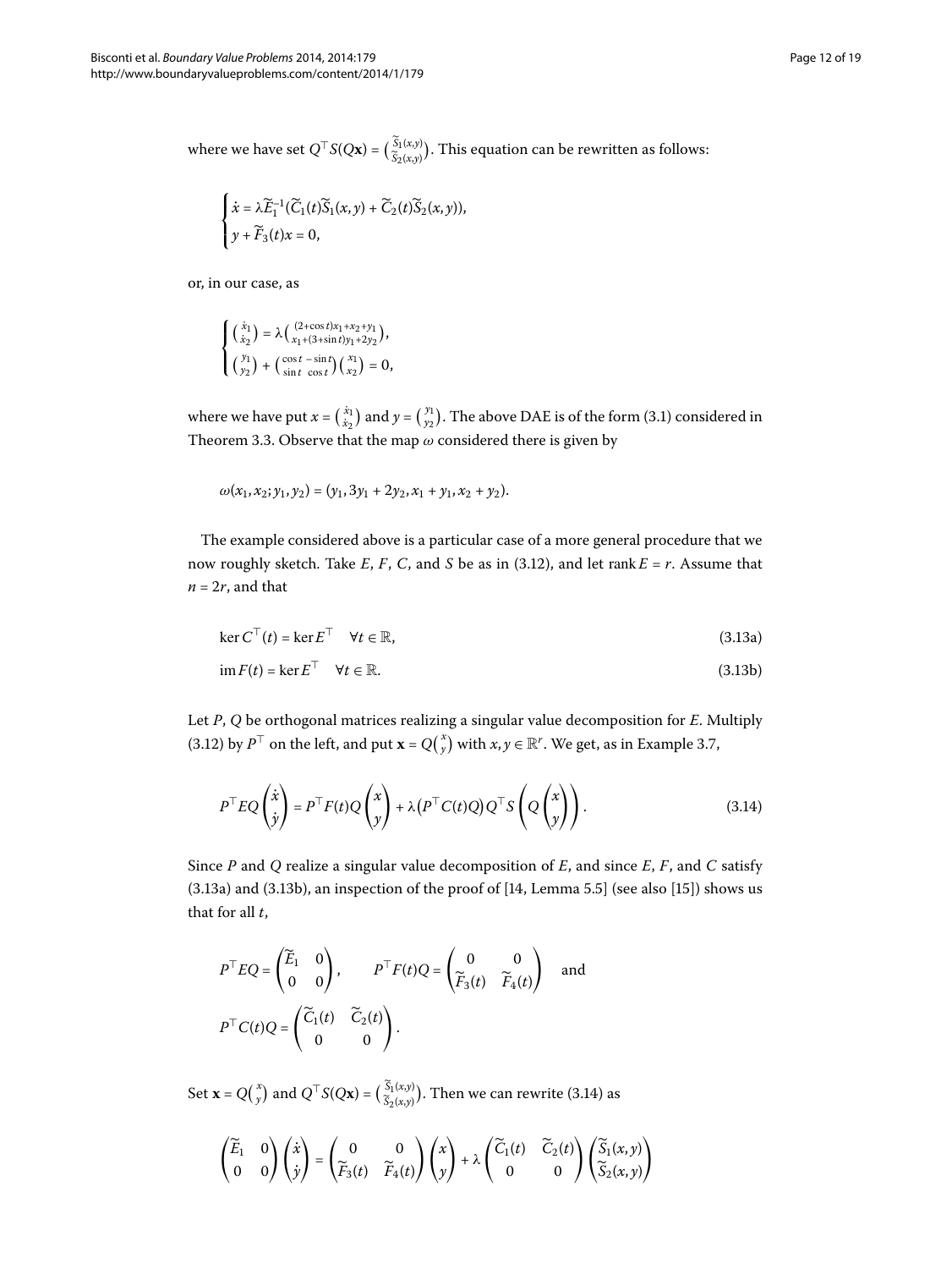where we have set $Q^\top S(Q\mathbf{x}) = \binom{\widetilde{S}_1(x,y)}{\widetilde{S}_2(x,y)}$. This equation can be rewritten as follows:

$$
\begin{cases}
\dot{x} = \lambda \widetilde{E}_1^{-1}(\widetilde{C}_1(t)\widetilde{S}_1(x,y) + \widetilde{C}_2(t)\widetilde{S}_2(x,y)), \\
y + \widetilde{F}_3(t)x = 0,
\end{cases}
$$

or, in our case, as

$$
\begin{cases}
\binom{\dot{x}_1}{\dot{x}_2} = \lambda \binom{(2+\cos t)x_1 + x_2 + y_1}{x_1 + (3+\sin t)y_1 + 2y_2}, \\
\binom{y_1}{y_2} + \begin{pmatrix} \cos t & -\sin t \\ \sin t & \cos t \end{pmatrix} \binom{x_1}{x_2} = 0,
\end{cases}
$$

where we have put $x = \binom{x_1}{x_2}$ and $y = \binom{y_1}{y_2}$. The above DAE is of the form (3.1) considered in Theorem 3.3. Observe that the map $\omega$ considered there is given by

$$
\omega(x_1, x_2; y_1, y_2) = (y_1, 3y_1 + 2y_2, x_1 + y_1, x_2 + y_2).
$$

The example considered above is a particular case of a more general procedure that we now roughly sketch. Take $E$, $F$, $C$, and $S$ be as in (3.12), and let $\operatorname{rank} E = r$. Assume that $n = 2r$, and that

$$
\ker C^\top(t) = \ker E^\top \quad \forall t \in \mathbb{R}, \tag{3.13a}
$$

$$
\operatorname{im} F(t) = \ker E^\top \quad \forall t \in \mathbb{R}. \tag{3.13b}
$$

Let $P$, $Q$ be orthogonal matrices realizing a singular value decomposition for $E$. Multiply (3.12) by $P^\top$ on the left, and put $\mathbf{x} = Q\binom{x}{y}$ with $x, y \in \mathbb{R}^r$. We get, as in Example 3.7,

$$
P^\top E Q \begin{pmatrix} \dot{x} \\ \dot{y} \end{pmatrix} = P^\top F(t) Q \begin{pmatrix} x \\ y \end{pmatrix} + \lambda \big(P^\top C(t) Q\big) Q^\top S\left(Q \begin{pmatrix} x \\ y \end{pmatrix}\right). \tag{3.14}
$$

Since $P$ and $Q$ realize a singular value decomposition of $E$, and since $E$, $F$, and $C$ satisfy (3.13a) and (3.13b), an inspection of the proof of [14, Lemma 5.5] (see also [15]) shows us that for all $t$,

$$
P^\top E Q = \begin{pmatrix} \widetilde{E}_1 & 0 \\ 0 & 0 \end{pmatrix}, \qquad P^\top F(t) Q = \begin{pmatrix} 0 & 0 \\ \widetilde{F}_3(t) & \widetilde{F}_4(t) \end{pmatrix} \quad \text{and}
$$

$$
P^\top C(t) Q = \begin{pmatrix} \widetilde{C}_1(t) & \widetilde{C}_2(t) \\ 0 & 0 \end{pmatrix}.
$$

Set $\mathbf{x} = Q\binom{x}{y}$ and $Q^\top S(Q\mathbf{x}) = \binom{\widetilde{S}_1(x,y)}{\widetilde{S}_2(x,y)}$. Then we can rewrite (3.14) as

$$
\begin{pmatrix} \widetilde{E}_1 & 0 \\ 0 & 0 \end{pmatrix} \begin{pmatrix} \dot{x} \\ \dot{y} \end{pmatrix} = \begin{pmatrix} 0 & 0 \\ \widetilde{F}_3(t) & \widetilde{F}_4(t) \end{pmatrix} \begin{pmatrix} x \\ y \end{pmatrix} + \lambda \begin{pmatrix} \widetilde{C}_1(t) & \widetilde{C}_2(t) \\ 0 & 0 \end{pmatrix} \begin{pmatrix} \widetilde{S}_1(x,y) \\ \widetilde{S}_2(x,y) \end{pmatrix}
$$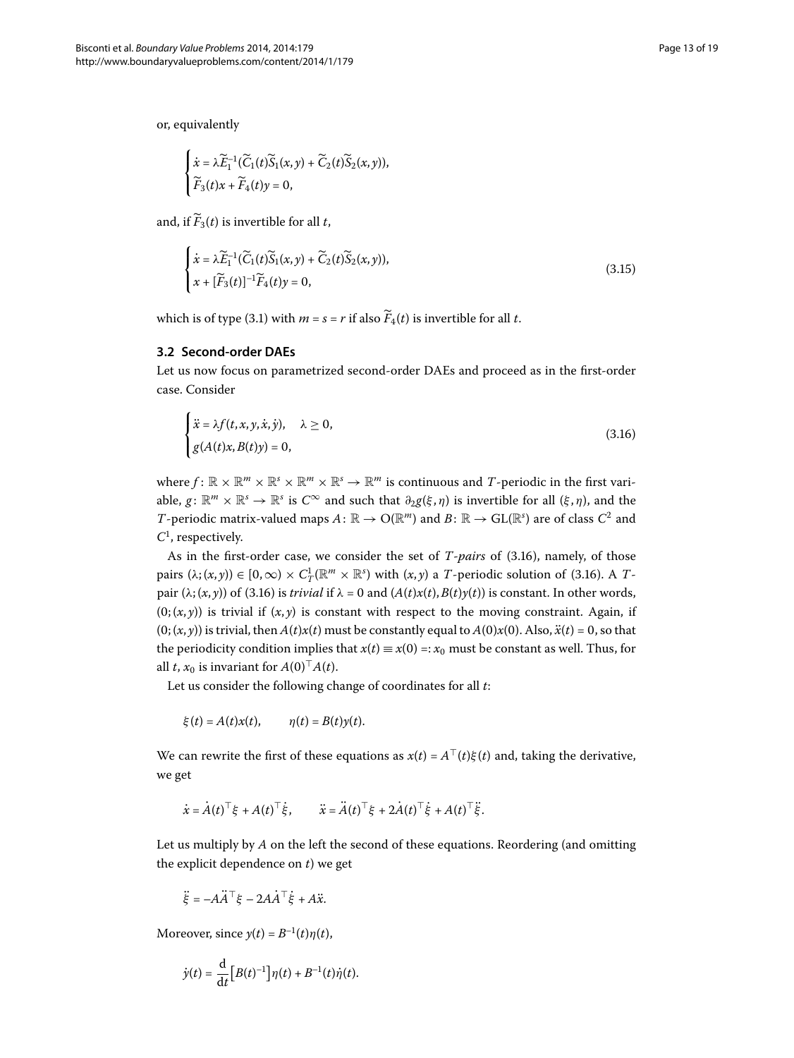or, equivalently

$$\begin{cases} \dot{x} = \lambda \widetilde{E}_1^{-1}(\widetilde{C}_1(t)\widetilde{S}_1(x,y) + \widetilde{C}_2(t)\widetilde{S}_2(x,y)), \\ \widetilde{F}_3(t)x + \widetilde{F}_4(t)y = 0, \end{cases}$$

and, if $\widetilde{F}_3(t)$ is invertible for all $t$,

$$\begin{cases} \dot{x} = \lambda \widetilde{E}_1^{-1}(\widetilde{C}_1(t)\widetilde{S}_1(x,y) + \widetilde{C}_2(t)\widetilde{S}_2(x,y)), \\ x + [\widetilde{F}_3(t)]^{-1}\widetilde{F}_4(t)y = 0, \end{cases} \tag{3.15}$$

which is of type (3.1) with $m = s = r$ if also $\widetilde{F}_4(t)$ is invertible for all $t$.

### 3.2 Second-order DAEs

Let us now focus on parametrized second-order DAEs and proceed as in the first-order case. Consider

$$\begin{cases} \ddot{x} = \lambda f(t,x,y,\dot{x},\dot{y}), \quad \lambda \geq 0, \\ g(A(t)x, B(t)y) = 0, \end{cases} \tag{3.16}$$

where $f\colon \mathbb{R} \times \mathbb{R}^m \times \mathbb{R}^s \times \mathbb{R}^m \times \mathbb{R}^s \to \mathbb{R}^m$ is continuous and $T$-periodic in the first variable, $g\colon \mathbb{R}^m \times \mathbb{R}^s \to \mathbb{R}^s$ is $C^\infty$ and such that $\partial_2 g(\xi,\eta)$ is invertible for all $(\xi,\eta)$, and the $T$-periodic matrix-valued maps $A\colon \mathbb{R} \to \mathrm{O}(\mathbb{R}^m)$ and $B\colon \mathbb{R} \to \mathrm{GL}(\mathbb{R}^s)$ are of class $C^2$ and $C^1$, respectively.

As in the first-order case, we consider the set of *T-pairs* of (3.16), namely, of those pairs $(\lambda;(x,y)) \in [0,\infty) \times C^1_T(\mathbb{R}^m \times \mathbb{R}^s)$ with $(x,y)$ a $T$-periodic solution of (3.16). A $T$-pair $(\lambda;(x,y))$ of (3.16) is *trivial* if $\lambda = 0$ and $(A(t)x(t), B(t)y(t))$ is constant. In other words, $(0;(x,y))$ is trivial if $(x,y)$ is constant with respect to the moving constraint. Again, if $(0;(x,y))$ is trivial, then $A(t)x(t)$ must be constantly equal to $A(0)x(0)$. Also, $\ddot{x}(t) = 0$, so that the periodicity condition implies that $x(t) \equiv x(0) =: x_0$ must be constant as well. Thus, for all $t$, $x_0$ is invariant for $A(0)^\top A(t)$.

Let us consider the following change of coordinates for all $t$:

$$\xi(t) = A(t)x(t), \qquad \eta(t) = B(t)y(t).$$

We can rewrite the first of these equations as $x(t) = A^\top(t)\xi(t)$ and, taking the derivative, we get

$$\dot{x} = \dot{A}(t)^\top \xi + A(t)^\top \dot{\xi}, \qquad \ddot{x} = \ddot{A}(t)^\top \xi + 2\dot{A}(t)^\top \dot{\xi} + A(t)^\top \ddot{\xi}.$$

Let us multiply by $A$ on the left the second of these equations. Reordering (and omitting the explicit dependence on $t$) we get

$$\ddot{\xi} = -A\ddot{A}^\top \xi - 2A\dot{A}^\top \dot{\xi} + A\ddot{x}.$$

Moreover, since $y(t) = B^{-1}(t)\eta(t)$,

$$\dot{y}(t) = \frac{\mathrm{d}}{\mathrm{d}t}\big[B(t)^{-1}\big]\eta(t) + B^{-1}(t)\dot{\eta}(t).$$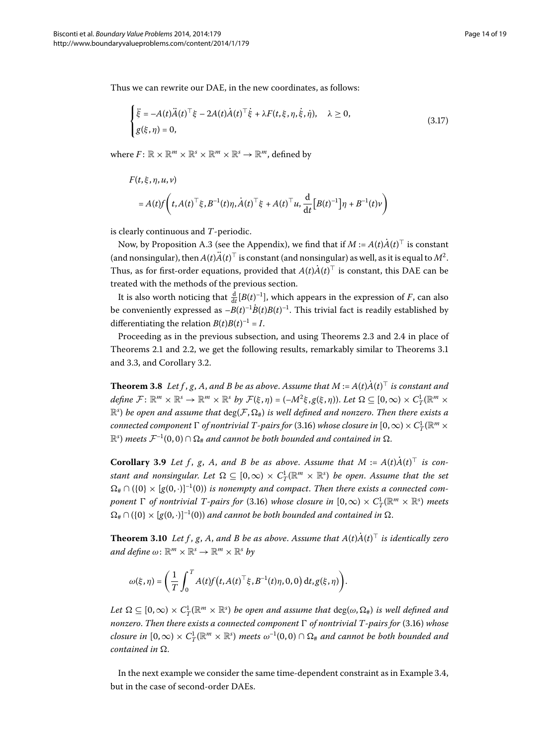Thus we can rewrite our DAE, in the new coordinates, as follows:

$$
\begin{cases}
\ddot{\xi} = -A(t)\ddot{A}(t)^\top \xi - 2A(t)\dot{A}(t)^\top \dot{\xi} + \lambda F(t,\xi,\eta,\dot{\xi},\dot{\eta}), \quad \lambda \geq 0, \\
g(\xi,\eta) = 0,
\end{cases}
\tag{3.17}
$$

where $F\colon \mathbb{R} \times \mathbb{R}^m \times \mathbb{R}^s \times \mathbb{R}^m \times \mathbb{R}^s \to \mathbb{R}^m$, defined by

$$
\begin{aligned}
&F(t,\xi,\eta,u,v) \\
&\quad = A(t)f\left(t, A(t)^\top \xi, B^{-1}(t)\eta, \dot{A}(t)^\top \xi + A(t)^\top u, \frac{\mathrm{d}}{\mathrm{d}t}\big[B(t)^{-1}\big]\eta + B^{-1}(t)v\right)
\end{aligned}
$$

is clearly continuous and $T$-periodic.

Now, by Proposition A.3 (see the Appendix), we find that if $M := A(t)\dot{A}(t)^\top$ is constant (and nonsingular), then $A(t)\ddot{A}(t)^\top$ is constant (and nonsingular) as well, as it is equal to $M^2$. Thus, as for first-order equations, provided that $A(t)\dot{A}(t)^\top$ is constant, this DAE can be treated with the methods of the previous section.

It is also worth noticing that $\frac{\mathrm{d}}{\mathrm{d}t}[B(t)^{-1}]$, which appears in the expression of $F$, can also be conveniently expressed as $-B(t)^{-1}\dot{B}(t)B(t)^{-1}$. This trivial fact is readily established by differentiating the relation $B(t)B(t)^{-1} = I$.

Proceeding as in the previous subsection, and using Theorems 2.3 and 2.4 in place of Theorems 2.1 and 2.2, we get the following results, remarkably similar to Theorems 3.1 and 3.3, and Corollary 3.2.

**Theorem 3.8** *Let $f$, $g$, $A$, and $B$ be as above. Assume that $M := A(t)\dot{A}(t)^\top$ is constant and define $\mathcal{F}\colon \mathbb{R}^m \times \mathbb{R}^s \to \mathbb{R}^m \times \mathbb{R}^s$ by $\mathcal{F}(\xi,\eta) = (-M^2\xi, g(\xi,\eta))$. Let $\Omega \subseteq [0,\infty) \times C^1_T(\mathbb{R}^m \times \mathbb{R}^s)$ be open and assume that $\deg(\mathcal{F},\Omega_\#)$ is well defined and nonzero. Then there exists a connected component $\Gamma$ of nontrivial $T$-pairs for* (3.16) *whose closure in $[0,\infty) \times C^1_T(\mathbb{R}^m \times \mathbb{R}^s)$ meets $\mathcal{F}^{-1}(0,0) \cap \Omega_\#$ and cannot be both bounded and contained in $\Omega$.*

**Corollary 3.9** *Let $f$, $g$, $A$, and $B$ be as above. Assume that $M := A(t)\dot{A}(t)^\top$ is constant and nonsingular. Let $\Omega \subseteq [0,\infty) \times C^1_T(\mathbb{R}^m \times \mathbb{R}^s)$ be open. Assume that the set $\Omega_\# \cap (\{0\} \times [g(0,\cdot)]^{-1}(0))$ is nonempty and compact. Then there exists a connected component $\Gamma$ of nontrivial $T$-pairs for* (3.16) *whose closure in $[0,\infty) \times C^1_T(\mathbb{R}^m \times \mathbb{R}^s)$ meets $\Omega_\# \cap (\{0\} \times [g(0,\cdot)]^{-1}(0))$ and cannot be both bounded and contained in $\Omega$.*

**Theorem 3.10** *Let $f$, $g$, $A$, and $B$ be as above. Assume that $A(t)\dot{A}(t)^\top$ is identically zero and define $\omega\colon \mathbb{R}^m \times \mathbb{R}^s \to \mathbb{R}^m \times \mathbb{R}^s$ by*

$$
\omega(\xi,\eta) = \left(\frac{1}{T}\int_0^T A(t)f\big(t, A(t)^\top \xi, B^{-1}(t)\eta, 0, 0\big)\,\mathrm{d}t, g(\xi,\eta)\right).
$$

*Let $\Omega \subseteq [0,\infty) \times C^1_T(\mathbb{R}^m \times \mathbb{R}^s)$ be open and assume that $\deg(\omega,\Omega_\#)$ is well defined and nonzero. Then there exists a connected component $\Gamma$ of nontrivial $T$-pairs for* (3.16) *whose closure in $[0,\infty) \times C^1_T(\mathbb{R}^m \times \mathbb{R}^s)$ meets $\omega^{-1}(0,0) \cap \Omega_\#$ and cannot be both bounded and contained in $\Omega$.*

In the next example we consider the same time-dependent constraint as in Example 3.4, but in the case of second-order DAEs.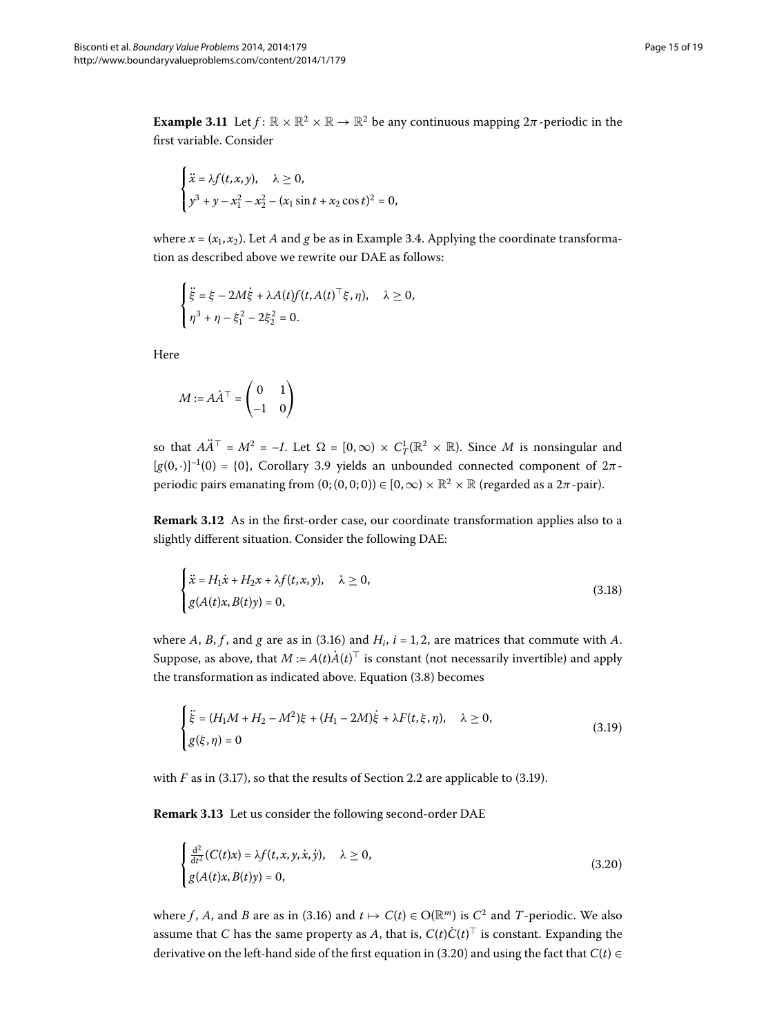**Example 3.11** Let $f\colon \mathbb{R} \times \mathbb{R}^2 \times \mathbb{R} \to \mathbb{R}^2$ be any continuous mapping $2\pi$-periodic in the first variable. Consider

$$\begin{cases} \ddot{x} = \lambda f(t,x,y), \quad \lambda \geq 0, \\ y^3 + y - x_1^2 - x_2^2 - (x_1 \sin t + x_2 \cos t)^2 = 0, \end{cases}$$

where $x = (x_1, x_2)$. Let $A$ and $g$ be as in Example 3.4. Applying the coordinate transformation as described above we rewrite our DAE as follows:

$$\begin{cases} \ddot{\xi} = \xi - 2M\dot{\xi} + \lambda A(t) f(t, A(t)^\top \xi, \eta), \quad \lambda \geq 0, \\ \eta^3 + \eta - \xi_1^2 - 2\xi_2^2 = 0. \end{cases}$$

Here

$$M := A\dot{A}^\top = \begin{pmatrix} 0 & 1 \\ -1 & 0 \end{pmatrix}$$

so that $A\ddot{A}^\top = M^2 = -I$. Let $\Omega = [0,\infty) \times C^1_T(\mathbb{R}^2 \times \mathbb{R})$. Since $M$ is nonsingular and $[g(0,\cdot)]^{-1}(0) = \{0\}$, Corollary 3.9 yields an unbounded connected component of $2\pi$-periodic pairs emanating from $(0;(0,0;0)) \in [0,\infty) \times \mathbb{R}^2 \times \mathbb{R}$ (regarded as a $2\pi$-pair).

**Remark 3.12** As in the first-order case, our coordinate transformation applies also to a slightly different situation. Consider the following DAE:

$$\begin{cases} \ddot{x} = H_1\dot{x} + H_2 x + \lambda f(t,x,y), \quad \lambda \geq 0, \\ g(A(t)x, B(t)y) = 0, \end{cases} \tag{3.18}$$

where $A$, $B$, $f$, and $g$ are as in (3.16) and $H_i$, $i = 1,2$, are matrices that commute with $A$. Suppose, as above, that $M := A(t)\dot{A}(t)^\top$ is constant (not necessarily invertible) and apply the transformation as indicated above. Equation (3.8) becomes

$$\begin{cases} \ddot{\xi} = (H_1 M + H_2 - M^2)\xi + (H_1 - 2M)\dot{\xi} + \lambda F(t,\xi,\eta), \quad \lambda \geq 0, \\ g(\xi,\eta) = 0 \end{cases} \tag{3.19}$$

with $F$ as in (3.17), so that the results of Section 2.2 are applicable to (3.19).

**Remark 3.13** Let us consider the following second-order DAE

$$\begin{cases} \frac{\mathrm{d}^2}{\mathrm{d}t^2}(C(t)x) = \lambda f(t,x,y,\dot{x},\dot{y}), \quad \lambda \geq 0, \\ g(A(t)x, B(t)y) = 0, \end{cases} \tag{3.20}$$

where $f$, $A$, and $B$ are as in (3.16) and $t \mapsto C(t) \in \mathrm{O}(\mathbb{R}^m)$ is $C^2$ and $T$-periodic. We also assume that $C$ has the same property as $A$, that is, $C(t)\dot{C}(t)^\top$ is constant. Expanding the derivative on the left-hand side of the first equation in (3.20) and using the fact that $C(t) \in$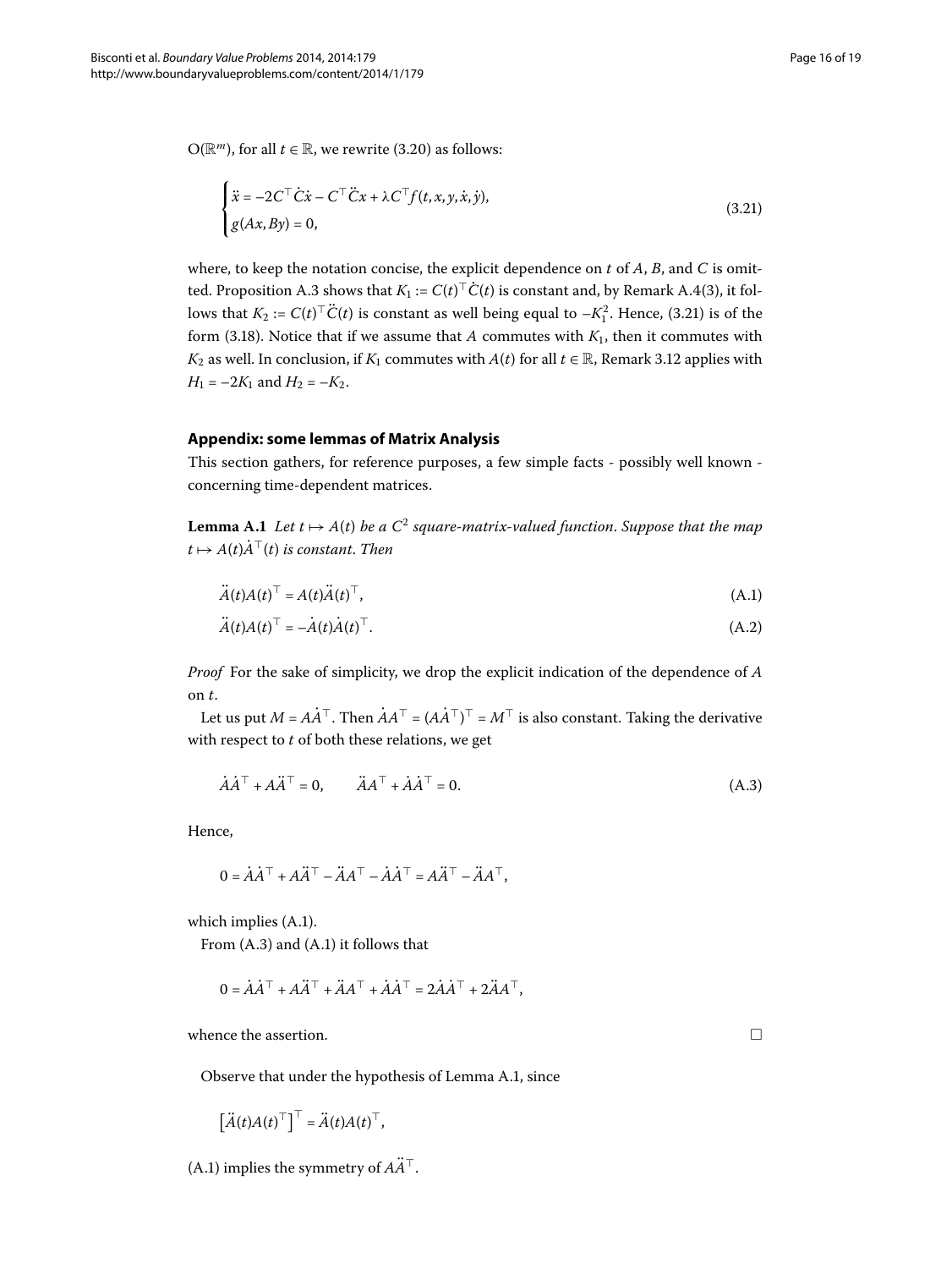$\mathrm{O}(\mathbb{R}^m)$, for all $t \in \mathbb{R}$, we rewrite (3.20) as follows:

$$\begin{cases} \ddot{x} = -2C^\top \dot{C}\dot{x} - C^\top \ddot{C}x + \lambda C^\top f(t, x, y, \dot{x}, \dot{y}), \\ g(Ax, By) = 0, \end{cases} \tag{3.21}$$

where, to keep the notation concise, the explicit dependence on $t$ of $A$, $B$, and $C$ is omitted. Proposition A.3 shows that $K_1 := C(t)^\top \dot{C}(t)$ is constant and, by Remark A.4(3), it follows that $K_2 := C(t)^\top \ddot{C}(t)$ is constant as well being equal to $-K_1^2$. Hence, (3.21) is of the form (3.18). Notice that if we assume that $A$ commutes with $K_1$, then it commutes with $K_2$ as well. In conclusion, if $K_1$ commutes with $A(t)$ for all $t \in \mathbb{R}$, Remark 3.12 applies with $H_1 = -2K_1$ and $H_2 = -K_2$.

## Appendix: some lemmas of Matrix Analysis

This section gathers, for reference purposes, a few simple facts - possibly well known - concerning time-dependent matrices.

**Lemma A.1** *Let $t \mapsto A(t)$ be a $C^2$ square-matrix-valued function. Suppose that the map $t \mapsto A(t)\dot{A}^\top(t)$ is constant. Then*

$$\ddot{A}(t)A(t)^\top = A(t)\ddot{A}(t)^\top, \tag{A.1}$$

$$\ddot{A}(t)A(t)^\top = -\dot{A}(t)\dot{A}(t)^\top. \tag{A.2}$$

*Proof* For the sake of simplicity, we drop the explicit indication of the dependence of $A$ on $t$.

Let us put $M = A\dot{A}^\top$. Then $\dot{A}A^\top = (A\dot{A}^\top)^\top = M^\top$ is also constant. Taking the derivative with respect to $t$ of both these relations, we get

$$\dot{A}\dot{A}^\top + A\ddot{A}^\top = 0, \qquad \ddot{A}A^\top + \dot{A}\dot{A}^\top = 0. \tag{A.3}$$

Hence,

$$0 = \dot{A}\dot{A}^\top + A\ddot{A}^\top - \ddot{A}A^\top - \dot{A}\dot{A}^\top = A\ddot{A}^\top - \ddot{A}A^\top,$$

which implies (A.1).

From (A.3) and (A.1) it follows that

$$0 = \dot{A}\dot{A}^\top + A\ddot{A}^\top + \ddot{A}A^\top + \dot{A}\dot{A}^\top = 2\dot{A}\dot{A}^\top + 2\ddot{A}A^\top,$$

whence the assertion. □

Observe that under the hypothesis of Lemma A.1, since

$$\left[\ddot{A}(t)A(t)^\top\right]^\top = \ddot{A}(t)A(t)^\top,$$

(A.1) implies the symmetry of $A\ddot{A}^\top$.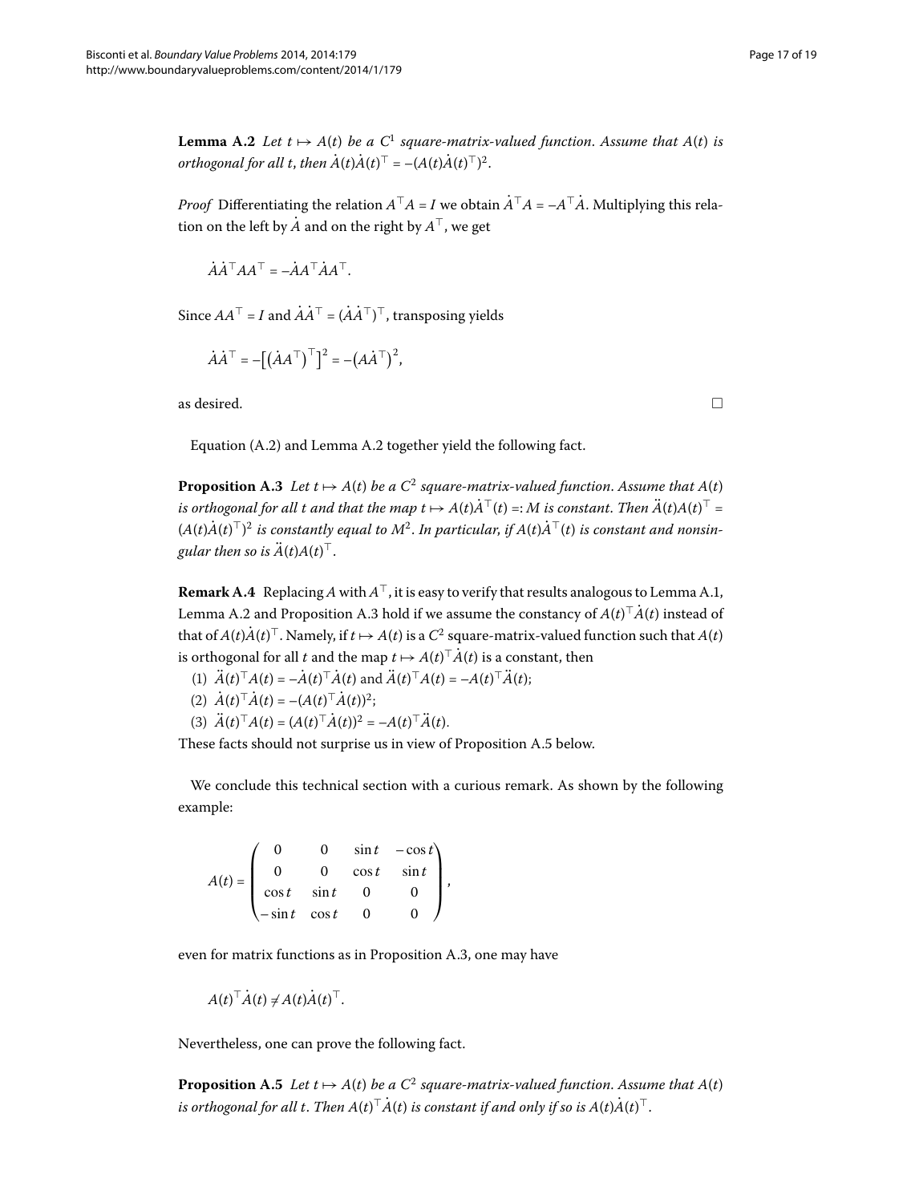**Lemma A.2** *Let $t \mapsto A(t)$ be a $C^1$ square-matrix-valued function. Assume that $A(t)$ is orthogonal for all $t$, then $\dot{A}(t)\dot{A}(t)^\top = -(A(t)\dot{A}(t)^\top)^2$.*

*Proof* Differentiating the relation $A^\top A = I$ we obtain $\dot{A}^\top A = -A^\top \dot{A}$. Multiplying this relation on the left by $\dot{A}$ and on the right by $A^\top$, we get

$$\dot{A}\dot{A}^\top AA^\top = -\dot{A}A^\top \dot{A}A^\top.$$

Since $AA^\top = I$ and $\dot{A}\dot{A}^\top = (\dot{A}\dot{A}^\top)^\top$, transposing yields

$$\dot{A}\dot{A}^\top = -\left[\left(\dot{A}A^\top\right)^\top\right]^2 = -\left(A\dot{A}^\top\right)^2,$$

as desired. □

Equation (A.2) and Lemma A.2 together yield the following fact.

**Proposition A.3** *Let $t \mapsto A(t)$ be a $C^2$ square-matrix-valued function. Assume that $A(t)$ is orthogonal for all $t$ and that the map $t \mapsto A(t)\dot{A}^\top(t) =: M$ is constant. Then $\ddot{A}(t)A(t)^\top = (A(t)\dot{A}(t)^\top)^2$ is constantly equal to $M^2$. In particular, if $A(t)\dot{A}^\top(t)$ is constant and nonsingular then so is $\ddot{A}(t)A(t)^\top$.*

**Remark A.4** Replacing $A$ with $A^\top$, it is easy to verify that results analogous to Lemma A.1, Lemma A.2 and Proposition A.3 hold if we assume the constancy of $A(t)^\top \dot{A}(t)$ instead of that of $A(t)\dot{A}(t)^\top$. Namely, if $t \mapsto A(t)$ is a $C^2$ square-matrix-valued function such that $A(t)$ is orthogonal for all $t$ and the map $t \mapsto A(t)^\top \dot{A}(t)$ is a constant, then

(1) $\ddot{A}(t)^\top A(t) = -\dot{A}(t)^\top \dot{A}(t)$ and $\ddot{A}(t)^\top A(t) = -A(t)^\top \ddot{A}(t)$;

(2) $\dot{A}(t)^\top \dot{A}(t) = -(A(t)^\top \dot{A}(t))^2$;

(3) $\ddot{A}(t)^\top A(t) = (A(t)^\top \dot{A}(t))^2 = -A(t)^\top \ddot{A}(t)$.

These facts should not surprise us in view of Proposition A.5 below.

We conclude this technical section with a curious remark. As shown by the following example:

$$A(t) = \begin{pmatrix} 0 & 0 & \sin t & -\cos t \\ 0 & 0 & \cos t & \sin t \\ \cos t & \sin t & 0 & 0 \\ -\sin t & \cos t & 0 & 0 \end{pmatrix},$$

even for matrix functions as in Proposition A.3, one may have

$$A(t)^\top \dot{A}(t) \neq A(t)\dot{A}(t)^\top.$$

Nevertheless, one can prove the following fact.

**Proposition A.5** *Let $t \mapsto A(t)$ be a $C^2$ square-matrix-valued function. Assume that $A(t)$ is orthogonal for all $t$. Then $A(t)^\top \dot{A}(t)$ is constant if and only if so is $A(t)\dot{A}(t)^\top$.*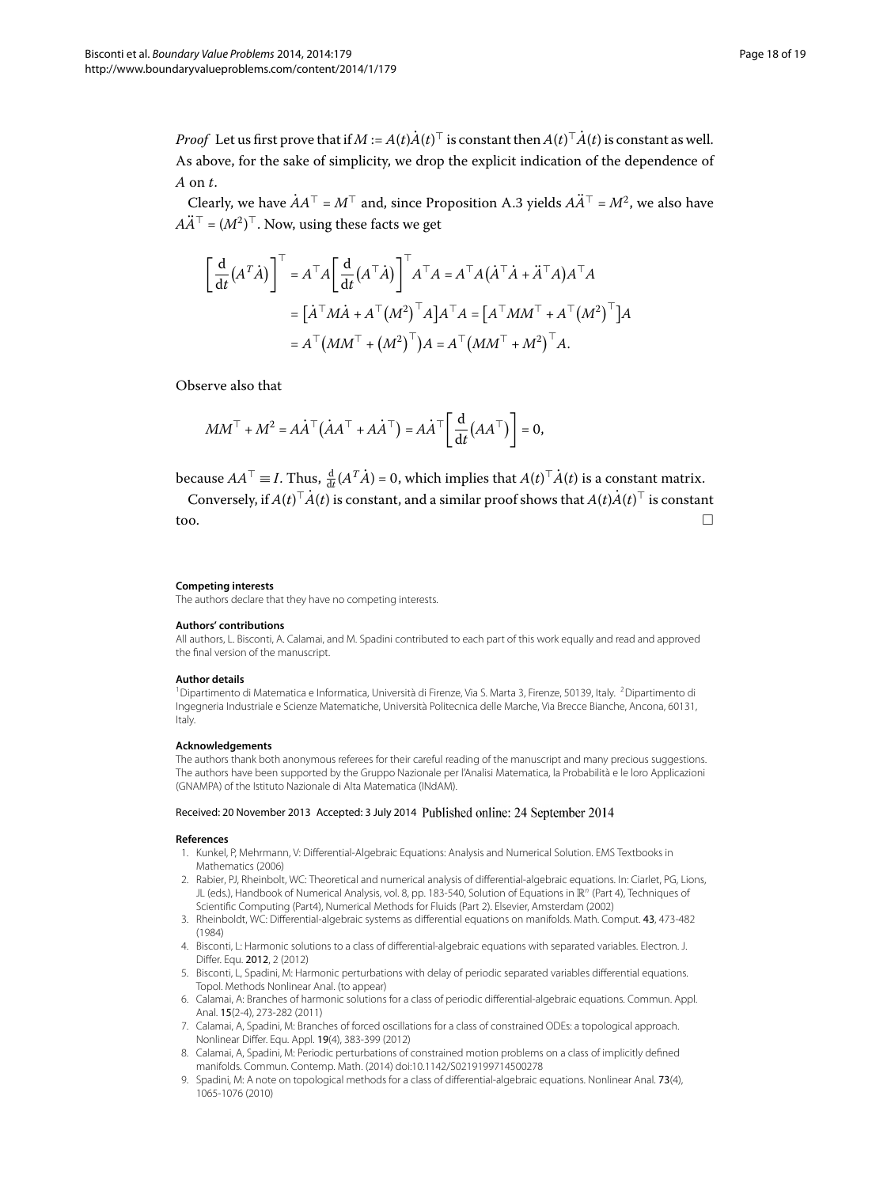*Proof* Let us first prove that if $M := A(t)\dot{A}(t)^\top$ is constant then $A(t)^\top \dot{A}(t)$ is constant as well. As above, for the sake of simplicity, we drop the explicit indication of the dependence of $A$ on $t$.

Clearly, we have $\dot{A}A^\top = M^\top$ and, since Proposition A.3 yields $A\ddot{A}^\top = M^2$, we also have $A\ddot{A}^\top = (M^2)^\top$. Now, using these facts we get

$$
\begin{aligned}
\left[\frac{\mathrm{d}}{\mathrm{d}t}\left(A^T\dot{A}\right)\right]^\top &= A^\top A\left[\frac{\mathrm{d}}{\mathrm{d}t}\left(A^\top\dot{A}\right)\right]^\top A^\top A = A^\top A\left(\dot{A}^\top\dot{A} + \ddot{A}^\top A\right)A^\top A \\
&= \left[\dot{A}^\top M\dot{A} + A^\top\left(M^2\right)^\top A\right]A^\top A = \left[A^\top MM^\top + A^\top\left(M^2\right)^\top\right]A \\
&= A^\top\left(MM^\top + \left(M^2\right)^\top\right)A = A^\top\left(MM^\top + M^2\right)^\top A.
\end{aligned}
$$

Observe also that

$$
MM^\top + M^2 = A\dot{A}^\top\left(\dot{A}A^\top + A\dot{A}^\top\right) = A\dot{A}^\top\left[\frac{\mathrm{d}}{\mathrm{d}t}\left(AA^\top\right)\right] = 0,
$$

because $AA^\top \equiv I$. Thus, $\frac{\mathrm{d}}{\mathrm{d}t}(A^T\dot{A}) = 0$, which implies that $A(t)^\top\dot{A}(t)$ is a constant matrix.

Conversely, if $A(t)^\top\dot{A}(t)$ is constant, and a similar proof shows that $A(t)\dot{A}(t)^\top$ is constant too. $\square$

**Competing interests**
The authors declare that they have no competing interests.

**Authors' contributions**
All authors, L. Bisconti, A. Calamai, and M. Spadini contributed to each part of this work equally and read and approved the final version of the manuscript.

**Author details**
[1] Dipartimento di Matematica e Informatica, Università di Firenze, Via S. Marta 3, Firenze, 50139, Italy. [2] Dipartimento di Ingegneria Industriale e Scienze Matematiche, Università Politecnica delle Marche, Via Brecce Bianche, Ancona, 60131, Italy.

**Acknowledgements**
The authors thank both anonymous referees for their careful reading of the manuscript and many precious suggestions. The authors have been supported by the Gruppo Nazionale per l'Analisi Matematica, la Probabilità e le loro Applicazioni (GNAMPA) of the Istituto Nazionale di Alta Matematica (INdAM).

Received: 20 November 2013 Accepted: 3 July 2014 Published online: 24 September 2014

**References**

1. Kunkel, P, Mehrmann, V: Differential-Algebraic Equations: Analysis and Numerical Solution. EMS Textbooks in Mathematics (2006)
2. Rabier, PJ, Rheinbolt, WC: Theoretical and numerical analysis of differential-algebraic equations. In: Ciarlet, PG, Lions, JL (eds.), Handbook of Numerical Analysis, vol. 8, pp. 183-540, Solution of Equations in $\mathbb{R}^n$ (Part 4), Techniques of Scientific Computing (Part4), Numerical Methods for Fluids (Part 2). Elsevier, Amsterdam (2002)
3. Rheinboldt, WC: Differential-algebraic systems as differential equations on manifolds. Math. Comput. **43**, 473-482 (1984)
4. Bisconti, L: Harmonic solutions to a class of differential-algebraic equations with separated variables. Electron. J. Differ. Equ. **2012**, 2 (2012)
5. Bisconti, L, Spadini, M: Harmonic perturbations with delay of periodic separated variables differential equations. Topol. Methods Nonlinear Anal. (to appear)
6. Calamai, A: Branches of harmonic solutions for a class of periodic differential-algebraic equations. Commun. Appl. Anal. **15**(2-4), 273-282 (2011)
7. Calamai, A, Spadini, M: Branches of forced oscillations for a class of constrained ODEs: a topological approach. Nonlinear Differ. Equ. Appl. **19**(4), 383-399 (2012)
8. Calamai, A, Spadini, M: Periodic perturbations of constrained motion problems on a class of implicitly defined manifolds. Commun. Contemp. Math. (2014) doi:10.1142/S0219199714500278
9. Spadini, M: A note on topological methods for a class of differential-algebraic equations. Nonlinear Anal. **73**(4), 1065-1076 (2010)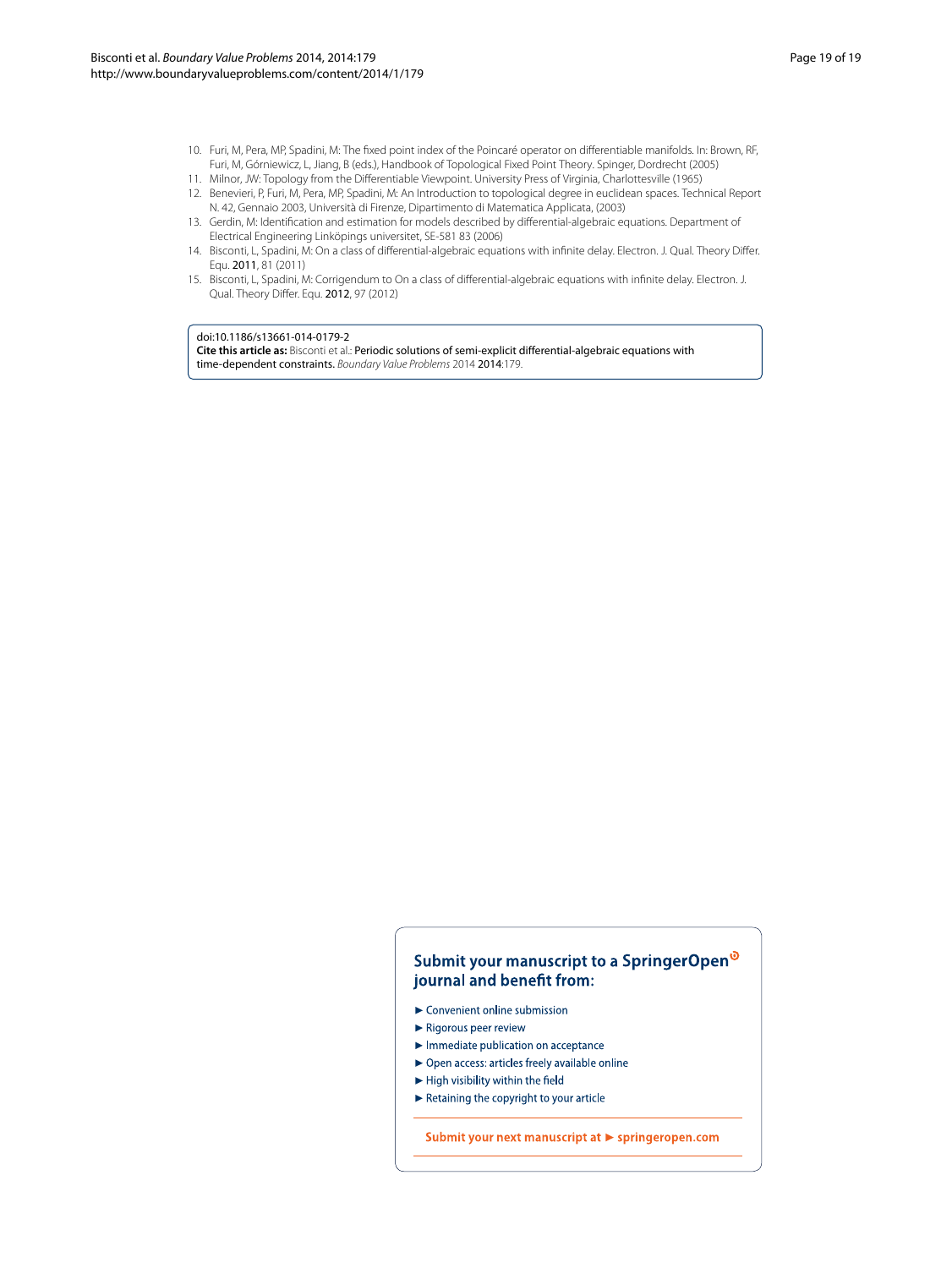10. Furi, M, Pera, MP, Spadini, M: The fixed point index of the Poincaré operator on differentiable manifolds. In: Brown, RF, Furi, M, Górniewicz, L, Jiang, B (eds.), Handbook of Topological Fixed Point Theory. Spinger, Dordrecht (2005)
11. Milnor, JW: Topology from the Differentiable Viewpoint. University Press of Virginia, Charlottesville (1965)
12. Benevieri, P, Furi, M, Pera, MP, Spadini, M: An Introduction to topological degree in euclidean spaces. Technical Report N. 42, Gennaio 2003, Università di Firenze, Dipartimento di Matematica Applicata, (2003)
13. Gerdin, M: Identification and estimation for models described by differential-algebraic equations. Department of Electrical Engineering Linköpings universitet, SE-581 83 (2006)
14. Bisconti, L, Spadini, M: On a class of differential-algebraic equations with infinite delay. Electron. J. Qual. Theory Differ. Equ. **2011**, 81 (2011)
15. Bisconti, L, Spadini, M: Corrigendum to On a class of differential-algebraic equations with infinite delay. Electron. J. Qual. Theory Differ. Equ. **2012**, 97 (2012)

doi:10.1186/s13661-014-0179-2
**Cite this article as:** Bisconti et al.: Periodic solutions of semi-explicit differential-algebraic equations with time-dependent constraints. *Boundary Value Problems* 2014 **2014**:179.

**Submit your manuscript to a SpringerOpen journal and benefit from:**

- ► Convenient online submission
- ► Rigorous peer review
- ► Immediate publication on acceptance
- ► Open access: articles freely available online
- ► High visibility within the field
- ► Retaining the copyright to your article

**Submit your next manuscript at ► springeropen.com**